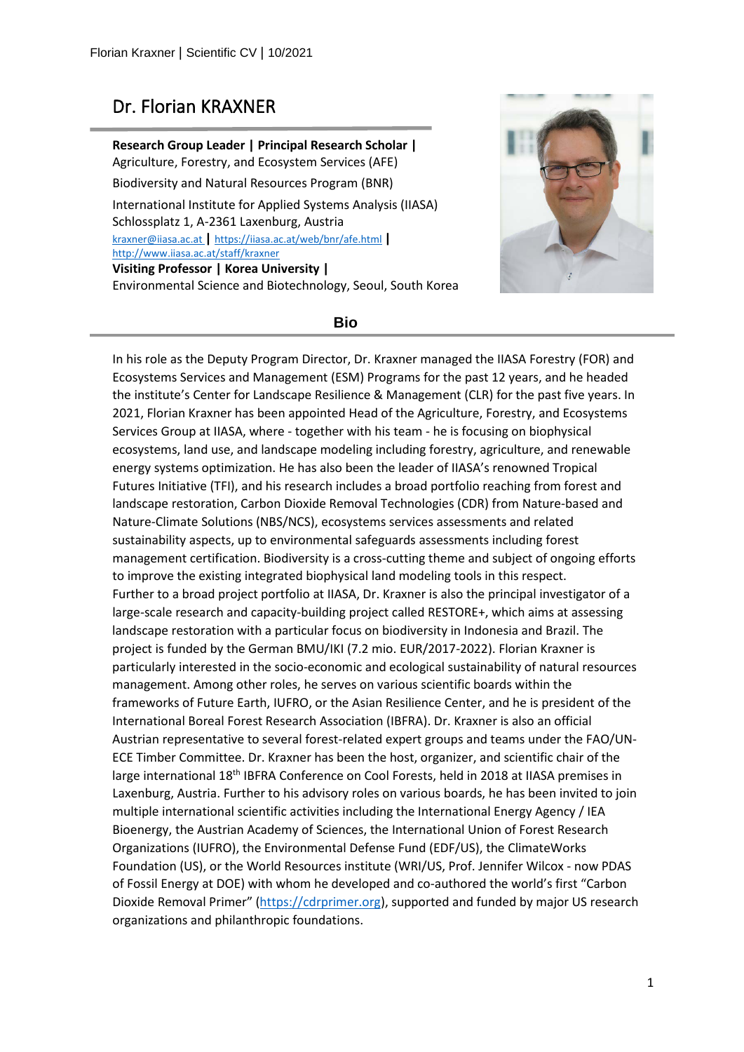# Dr. Florian KRAXNER

**Research Group Leader | Principal Research Scholar |**
Agriculture, Forestry, and Ecosystem Services (AFE)

Biodiversity and Natural Resources Program (BNR)

International Institute for Applied Systems Analysis (IIASA)
Schlossplatz 1, A-2361 Laxenburg, Austria
kraxner@iiasa.ac.at | https://iiasa.ac.at/web/bnr/afe.html |
http://www.iiasa.ac.at/staff/kraxner

**Visiting Professor | Korea University |**
Environmental Science and Biotechnology, Seoul, South Korea

## Bio

In his role as the Deputy Program Director, Dr. Kraxner managed the IIASA Forestry (FOR) and Ecosystems Services and Management (ESM) Programs for the past 12 years, and he headed the institute's Center for Landscape Resilience & Management (CLR) for the past five years. In 2021, Florian Kraxner has been appointed Head of the Agriculture, Forestry, and Ecosystems Services Group at IIASA, where - together with his team - he is focusing on biophysical ecosystems, land use, and landscape modeling including forestry, agriculture, and renewable energy systems optimization. He has also been the leader of IIASA's renowned Tropical Futures Initiative (TFI), and his research includes a broad portfolio reaching from forest and landscape restoration, Carbon Dioxide Removal Technologies (CDR) from Nature-based and Nature-Climate Solutions (NBS/NCS), ecosystems services assessments and related sustainability aspects, up to environmental safeguards assessments including forest management certification. Biodiversity is a cross-cutting theme and subject of ongoing efforts to improve the existing integrated biophysical land modeling tools in this respect.
Further to a broad project portfolio at IIASA, Dr. Kraxner is also the principal investigator of a large-scale research and capacity-building project called RESTORE+, which aims at assessing landscape restoration with a particular focus on biodiversity in Indonesia and Brazil. The project is funded by the German BMU/IKI (7.2 mio. EUR/2017-2022). Florian Kraxner is particularly interested in the socio-economic and ecological sustainability of natural resources management. Among other roles, he serves on various scientific boards within the frameworks of Future Earth, IUFRO, or the Asian Resilience Center, and he is president of the International Boreal Forest Research Association (IBFRA). Dr. Kraxner is also an official Austrian representative to several forest-related expert groups and teams under the FAO/UN-ECE Timber Committee. Dr. Kraxner has been the host, organizer, and scientific chair of the large international 18th IBFRA Conference on Cool Forests, held in 2018 at IIASA premises in Laxenburg, Austria. Further to his advisory roles on various boards, he has been invited to join multiple international scientific activities including the International Energy Agency / IEA Bioenergy, the Austrian Academy of Sciences, the International Union of Forest Research Organizations (IUFRO), the Environmental Defense Fund (EDF/US), the ClimateWorks Foundation (US), or the World Resources institute (WRI/US, Prof. Jennifer Wilcox - now PDAS of Fossil Energy at DOE) with whom he developed and co-authored the world's first "Carbon Dioxide Removal Primer" (https://cdrprimer.org), supported and funded by major US research organizations and philanthropic foundations.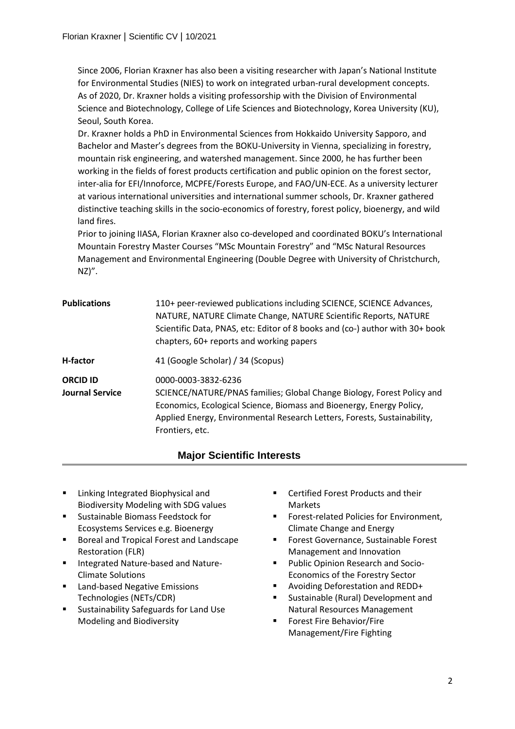Since 2006, Florian Kraxner has also been a visiting researcher with Japan's National Institute for Environmental Studies (NIES) to work on integrated urban-rural development concepts. As of 2020, Dr. Kraxner holds a visiting professorship with the Division of Environmental Science and Biotechnology, College of Life Sciences and Biotechnology, Korea University (KU), Seoul, South Korea.

Dr. Kraxner holds a PhD in Environmental Sciences from Hokkaido University Sapporo, and Bachelor and Master's degrees from the BOKU-University in Vienna, specializing in forestry, mountain risk engineering, and watershed management. Since 2000, he has further been working in the fields of forest products certification and public opinion on the forest sector, inter-alia for EFI/Innoforce, MCPFE/Forests Europe, and FAO/UN-ECE. As a university lecturer at various international universities and international summer schools, Dr. Kraxner gathered distinctive teaching skills in the socio-economics of forestry, forest policy, bioenergy, and wild land fires.

Prior to joining IIASA, Florian Kraxner also co-developed and coordinated BOKU's International Mountain Forestry Master Courses "MSc Mountain Forestry" and "MSc Natural Resources Management and Environmental Engineering (Double Degree with University of Christchurch, NZ)".

| | |
|---|---|
| **Publications** | 110+ peer-reviewed publications including SCIENCE, SCIENCE Advances, NATURE, NATURE Climate Change, NATURE Scientific Reports, NATURE Scientific Data, PNAS, etc: Editor of 8 books and (co-) author with 30+ book chapters, 60+ reports and working papers |
| **H-factor** | 41 (Google Scholar) / 34 (Scopus) |
| **ORCID ID** | 0000-0003-3832-6236 |
| **Journal Service** | SCIENCE/NATURE/PNAS families; Global Change Biology, Forest Policy and Economics, Ecological Science, Biomass and Bioenergy, Energy Policy, Applied Energy, Environmental Research Letters, Forests, Sustainability, Frontiers, etc. |

## Major Scientific Interests

- Linking Integrated Biophysical and Biodiversity Modeling with SDG values
- Sustainable Biomass Feedstock for Ecosystems Services e.g. Bioenergy
- Boreal and Tropical Forest and Landscape Restoration (FLR)
- Integrated Nature-based and Nature-Climate Solutions
- Land-based Negative Emissions Technologies (NETs/CDR)
- Sustainability Safeguards for Land Use Modeling and Biodiversity
- Certified Forest Products and their Markets
- Forest-related Policies for Environment, Climate Change and Energy
- Forest Governance, Sustainable Forest Management and Innovation
- Public Opinion Research and Socio-Economics of the Forestry Sector
- Avoiding Deforestation and REDD+
- Sustainable (Rural) Development and Natural Resources Management
- Forest Fire Behavior/Fire Management/Fire Fighting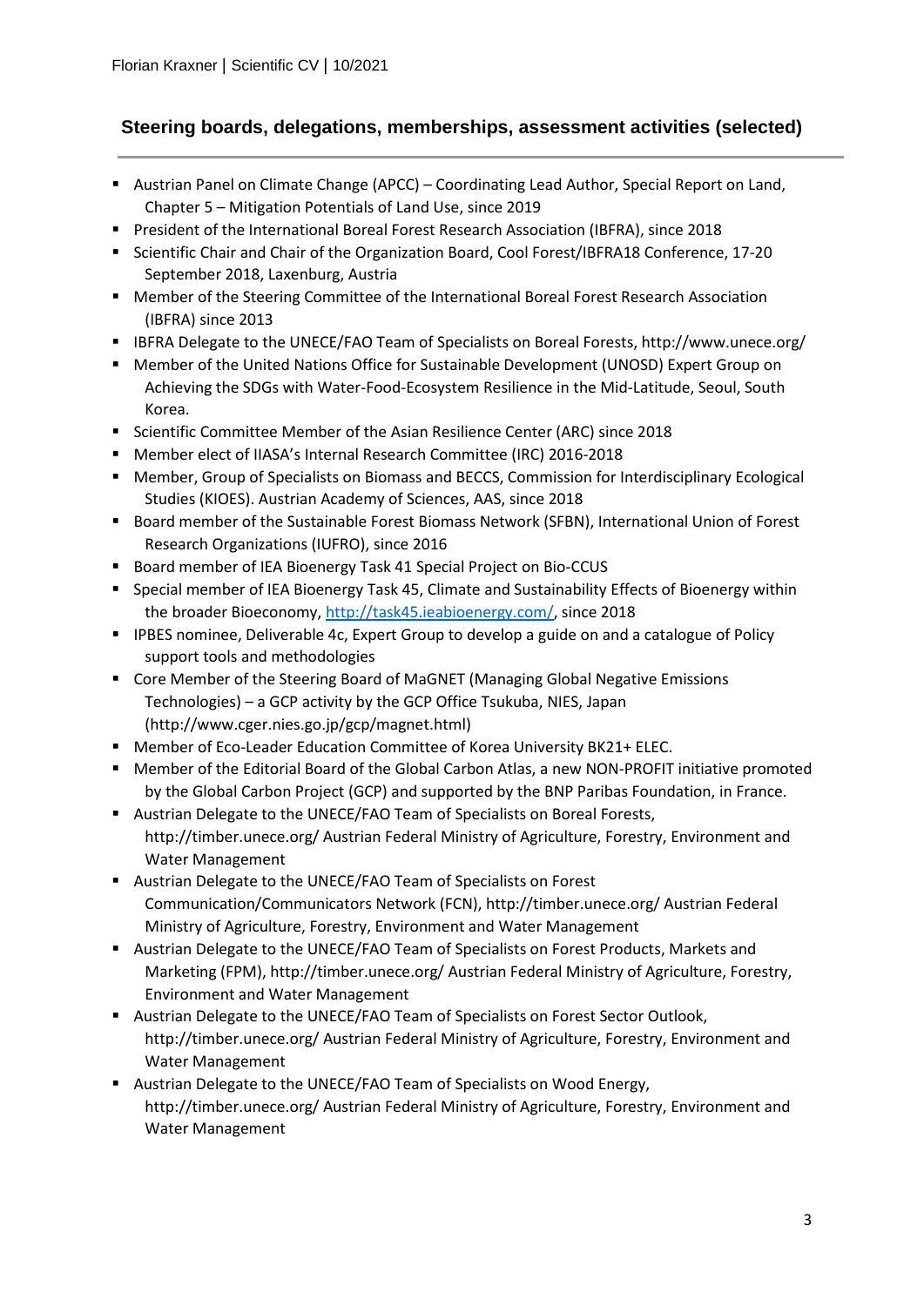## Steering boards, delegations, memberships, assessment activities (selected)

- Austrian Panel on Climate Change (APCC) – Coordinating Lead Author, Special Report on Land, Chapter 5 – Mitigation Potentials of Land Use, since 2019
- President of the International Boreal Forest Research Association (IBFRA), since 2018
- Scientific Chair and Chair of the Organization Board, Cool Forest/IBFRA18 Conference, 17-20 September 2018, Laxenburg, Austria
- Member of the Steering Committee of the International Boreal Forest Research Association (IBFRA) since 2013
- IBFRA Delegate to the UNECE/FAO Team of Specialists on Boreal Forests, http://www.unece.org/
- Member of the United Nations Office for Sustainable Development (UNOSD) Expert Group on Achieving the SDGs with Water-Food-Ecosystem Resilience in the Mid-Latitude, Seoul, South Korea.
- Scientific Committee Member of the Asian Resilience Center (ARC) since 2018
- Member elect of IIASA's Internal Research Committee (IRC) 2016-2018
- Member, Group of Specialists on Biomass and BECCS, Commission for Interdisciplinary Ecological Studies (KIOES). Austrian Academy of Sciences, AAS, since 2018
- Board member of the Sustainable Forest Biomass Network (SFBN), International Union of Forest Research Organizations (IUFRO), since 2016
- Board member of IEA Bioenergy Task 41 Special Project on Bio-CCUS
- Special member of IEA Bioenergy Task 45, Climate and Sustainability Effects of Bioenergy within the broader Bioeconomy, [http://task45.ieabioenergy.com/](http://task45.ieabioenergy.com/), since 2018
- IPBES nominee, Deliverable 4c, Expert Group to develop a guide on and a catalogue of Policy support tools and methodologies
- Core Member of the Steering Board of MaGNET (Managing Global Negative Emissions Technologies) – a GCP activity by the GCP Office Tsukuba, NIES, Japan (http://www.cger.nies.go.jp/gcp/magnet.html)
- Member of Eco-Leader Education Committee of Korea University BK21+ ELEC.
- Member of the Editorial Board of the Global Carbon Atlas, a new NON-PROFIT initiative promoted by the Global Carbon Project (GCP) and supported by the BNP Paribas Foundation, in France.
- Austrian Delegate to the UNECE/FAO Team of Specialists on Boreal Forests, http://timber.unece.org/ Austrian Federal Ministry of Agriculture, Forestry, Environment and Water Management
- Austrian Delegate to the UNECE/FAO Team of Specialists on Forest Communication/Communicators Network (FCN), http://timber.unece.org/ Austrian Federal Ministry of Agriculture, Forestry, Environment and Water Management
- Austrian Delegate to the UNECE/FAO Team of Specialists on Forest Products, Markets and Marketing (FPM), http://timber.unece.org/ Austrian Federal Ministry of Agriculture, Forestry, Environment and Water Management
- Austrian Delegate to the UNECE/FAO Team of Specialists on Forest Sector Outlook, http://timber.unece.org/ Austrian Federal Ministry of Agriculture, Forestry, Environment and Water Management
- Austrian Delegate to the UNECE/FAO Team of Specialists on Wood Energy, http://timber.unece.org/ Austrian Federal Ministry of Agriculture, Forestry, Environment and Water Management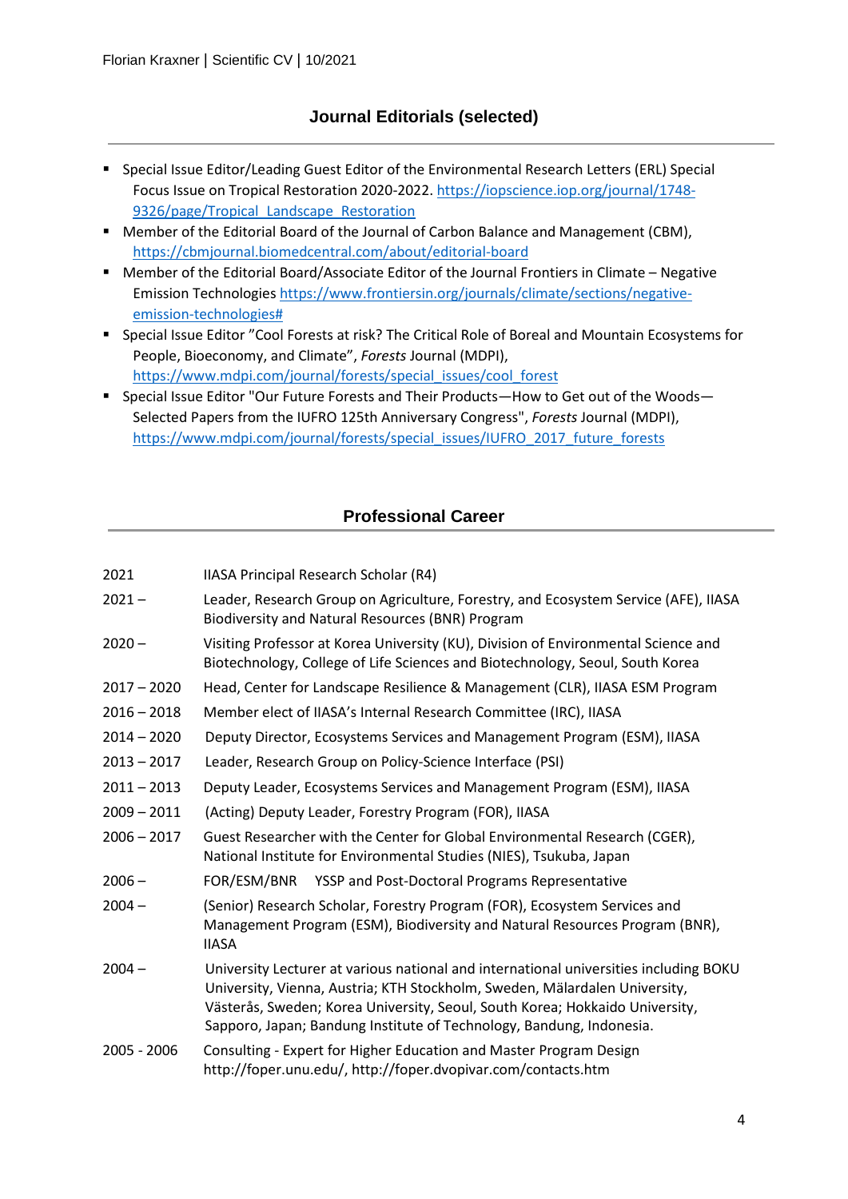## Journal Editorials (selected)

- Special Issue Editor/Leading Guest Editor of the Environmental Research Letters (ERL) Special Focus Issue on Tropical Restoration 2020-2022. https://iopscience.iop.org/journal/1748-9326/page/Tropical_Landscape_Restoration
- Member of the Editorial Board of the Journal of Carbon Balance and Management (CBM), https://cbmjournal.biomedcentral.com/about/editorial-board
- Member of the Editorial Board/Associate Editor of the Journal Frontiers in Climate – Negative Emission Technologies https://www.frontiersin.org/journals/climate/sections/negative-emission-technologies#
- Special Issue Editor "Cool Forests at risk? The Critical Role of Boreal and Mountain Ecosystems for People, Bioeconomy, and Climate", *Forests* Journal (MDPI), https://www.mdpi.com/journal/forests/special_issues/cool_forest
- Special Issue Editor "Our Future Forests and Their Products—How to Get out of the Woods—Selected Papers from the IUFRO 125th Anniversary Congress", *Forests* Journal (MDPI), https://www.mdpi.com/journal/forests/special_issues/IUFRO_2017_future_forests

## Professional Career

| | |
|---|---|
| 2021 | IIASA Principal Research Scholar (R4) |
| 2021 – | Leader, Research Group on Agriculture, Forestry, and Ecosystem Service (AFE), IIASA Biodiversity and Natural Resources (BNR) Program |
| 2020 – | Visiting Professor at Korea University (KU), Division of Environmental Science and Biotechnology, College of Life Sciences and Biotechnology, Seoul, South Korea |
| 2017 – 2020 | Head, Center for Landscape Resilience & Management (CLR), IIASA ESM Program |
| 2016 – 2018 | Member elect of IIASA's Internal Research Committee (IRC), IIASA |
| 2014 – 2020 | Deputy Director, Ecosystems Services and Management Program (ESM), IIASA |
| 2013 – 2017 | Leader, Research Group on Policy-Science Interface (PSI) |
| 2011 – 2013 | Deputy Leader, Ecosystems Services and Management Program (ESM), IIASA |
| 2009 – 2011 | (Acting) Deputy Leader, Forestry Program (FOR), IIASA |
| 2006 – 2017 | Guest Researcher with the Center for Global Environmental Research (CGER), National Institute for Environmental Studies (NIES), Tsukuba, Japan |
| 2006 – | FOR/ESM/BNR YSSP and Post-Doctoral Programs Representative |
| 2004 – | (Senior) Research Scholar, Forestry Program (FOR), Ecosystem Services and Management Program (ESM), Biodiversity and Natural Resources Program (BNR), IIASA |
| 2004 – | University Lecturer at various national and international universities including BOKU University, Vienna, Austria; KTH Stockholm, Sweden, Mälardalen University, Västerås, Sweden; Korea University, Seoul, South Korea; Hokkaido University, Sapporo, Japan; Bandung Institute of Technology, Bandung, Indonesia. |
| 2005 - 2006 | Consulting - Expert for Higher Education and Master Program Design http://foper.unu.edu/, http://foper.dvopivar.com/contacts.htm |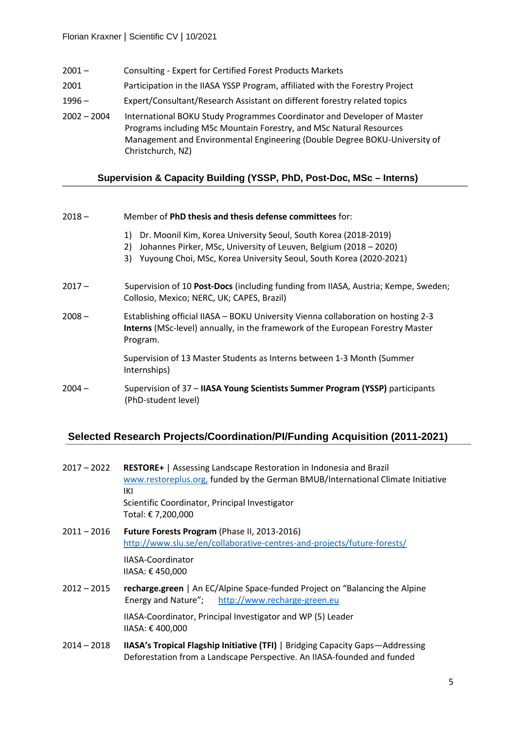| | |
|---|---|
| 2001 – | Consulting - Expert for Certified Forest Products Markets |
| 2001 | Participation in the IIASA YSSP Program, affiliated with the Forestry Project |
| 1996 – | Expert/Consultant/Research Assistant on different forestry related topics |
| 2002 – 2004 | International BOKU Study Programmes Coordinator and Developer of Master Programs including MSc Mountain Forestry, and MSc Natural Resources Management and Environmental Engineering (Double Degree BOKU-University of Christchurch, NZ) |

## Supervision & Capacity Building (YSSP, PhD, Post-Doc, MSc – Interns)

2018 – Member of **PhD thesis and thesis defense committees** for:

1) Dr. Moonil Kim, Korea University Seoul, South Korea (2018-2019)
2) Johannes Pirker, MSc, University of Leuven, Belgium (2018 – 2020)
3) Yuyoung Choi, MSc, Korea University Seoul, South Korea (2020-2021)

2017 – Supervision of 10 **Post-Docs** (including funding from IIASA, Austria; Kempe, Sweden; Collosio, Mexico; NERC, UK; CAPES, Brazil)

2008 – Establishing official IIASA – BOKU University Vienna collaboration on hosting 2-3 **Interns** (MSc-level) annually, in the framework of the European Forestry Master Program.

Supervision of 13 Master Students as Interns between 1-3 Month (Summer Internships)

2004 – Supervision of 37 – **IIASA Young Scientists Summer Program (YSSP)** participants (PhD-student level)

## Selected Research Projects/Coordination/PI/Funding Acquisition (2011-2021)

2017 – 2022 **RESTORE+** | Assessing Landscape Restoration in Indonesia and Brazil
www.restoreplus.org, funded by the German BMUB/International Climate Initiative IKI
Scientific Coordinator, Principal Investigator
Total: € 7,200,000

2011 – 2016 **Future Forests Program** (Phase II, 2013-2016)
http://www.slu.se/en/collaborative-centres-and-projects/future-forests/
IIASA-Coordinator
IIASA: € 450,000

2012 – 2015 **recharge.green** | An EC/Alpine Space-funded Project on "Balancing the Alpine Energy and Nature"; http://www.recharge-green.eu
IIASA-Coordinator, Principal Investigator and WP (5) Leader
IIASA: € 400,000

2014 – 2018 **IIASA's Tropical Flagship Initiative (TFI)** | Bridging Capacity Gaps—Addressing Deforestation from a Landscape Perspective. An IIASA-founded and funded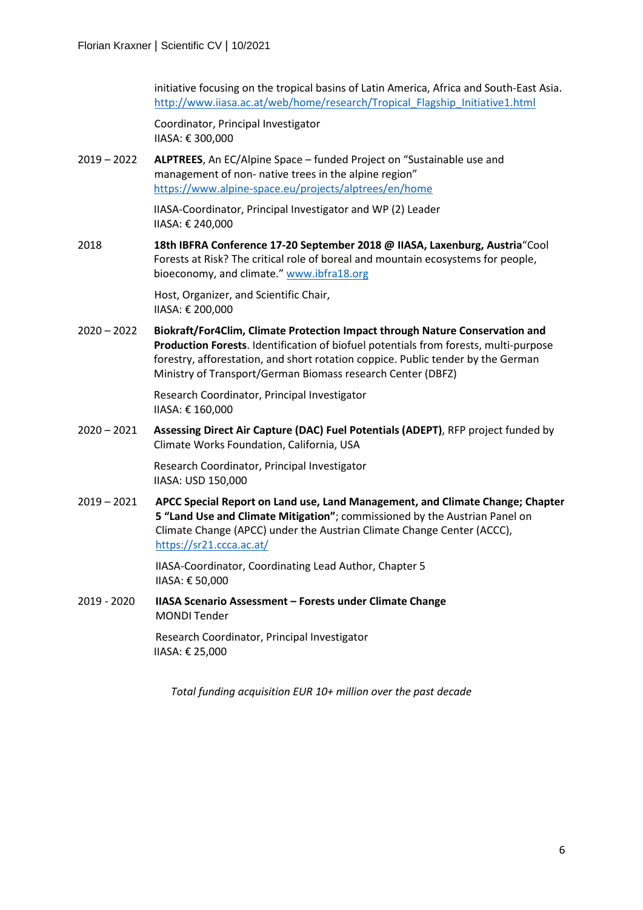initiative focusing on the tropical basins of Latin America, Africa and South-East Asia. http://www.iiasa.ac.at/web/home/research/Tropical_Flagship_Initiative1.html

Coordinator, Principal Investigator
IIASA: € 300,000

2019 – 2022 **ALPTREES**, An EC/Alpine Space – funded Project on "Sustainable use and management of non- native trees in the alpine region" https://www.alpine-space.eu/projects/alptrees/en/home

IIASA-Coordinator, Principal Investigator and WP (2) Leader
IIASA: € 240,000

2018 **18th IBFRA Conference 17-20 September 2018 @ IIASA, Laxenburg, Austria**"Cool Forests at Risk? The critical role of boreal and mountain ecosystems for people, bioeconomy, and climate." www.ibfra18.org

Host, Organizer, and Scientific Chair,
IIASA: € 200,000

2020 – 2022 **Biokraft/For4Clim, Climate Protection Impact through Nature Conservation and Production Forests**. Identification of biofuel potentials from forests, multi-purpose forestry, afforestation, and short rotation coppice. Public tender by the German Ministry of Transport/German Biomass research Center (DBFZ)

Research Coordinator, Principal Investigator
IIASA: € 160,000

2020 – 2021 **Assessing Direct Air Capture (DAC) Fuel Potentials (ADEPT)**, RFP project funded by Climate Works Foundation, California, USA

Research Coordinator, Principal Investigator
IIASA: USD 150,000

2019 – 2021 **APCC Special Report on Land use, Land Management, and Climate Change; Chapter 5 "Land Use and Climate Mitigation"**; commissioned by the Austrian Panel on Climate Change (APCC) under the Austrian Climate Change Center (ACCC), https://sr21.ccca.ac.at/

IIASA-Coordinator, Coordinating Lead Author, Chapter 5
IIASA: € 50,000

2019 - 2020 **IIASA Scenario Assessment – Forests under Climate Change**
MONDI Tender

Research Coordinator, Principal Investigator
IIASA: € 25,000

*Total funding acquisition EUR 10+ million over the past decade*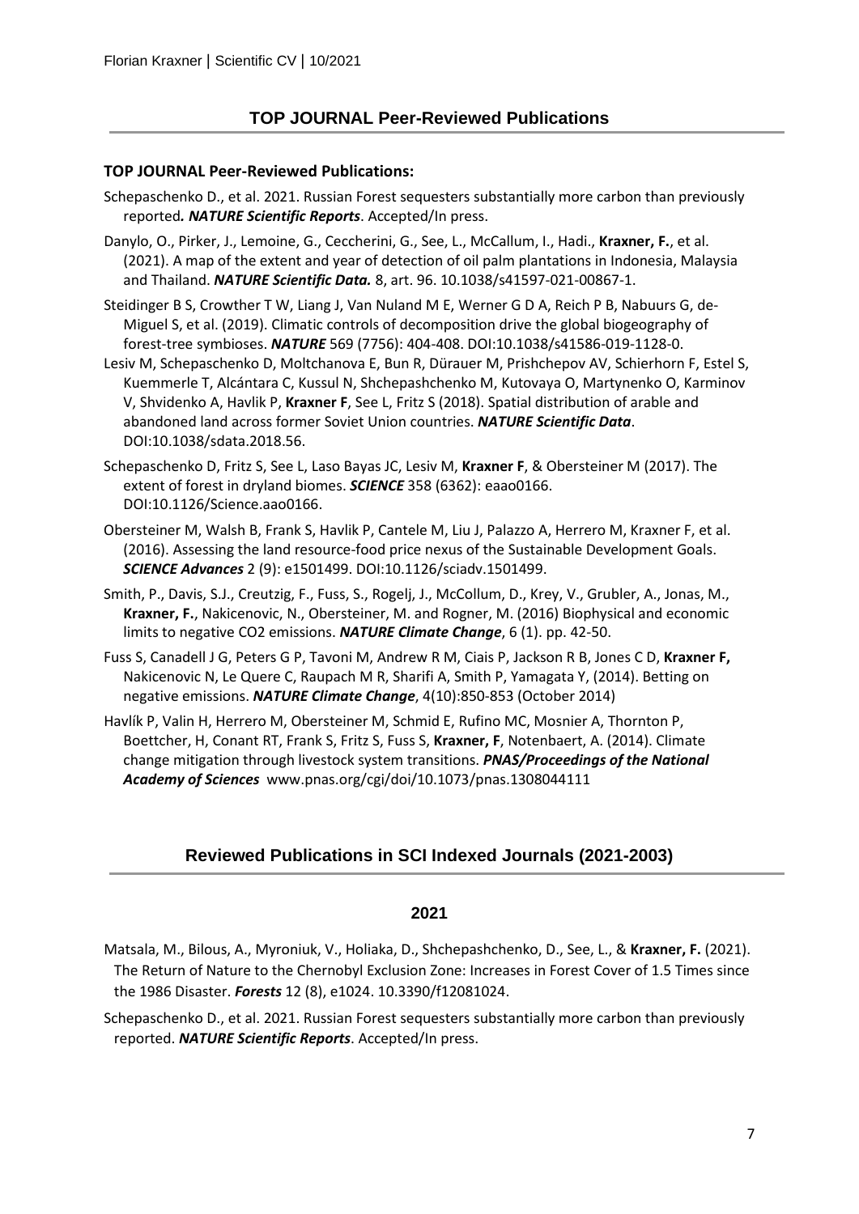## TOP JOURNAL Peer-Reviewed Publications

**TOP JOURNAL Peer-Reviewed Publications:**

Schepaschenko D., et al. 2021. Russian Forest sequesters substantially more carbon than previously reported*.* ***NATURE Scientific Reports***. Accepted/In press.

Danylo, O., Pirker, J., Lemoine, G., Ceccherini, G., See, L., McCallum, I., Hadi., **Kraxner, F.**, et al. (2021). A map of the extent and year of detection of oil palm plantations in Indonesia, Malaysia and Thailand. ***NATURE Scientific Data.*** 8, art. 96. 10.1038/s41597-021-00867-1.

Steidinger B S, Crowther T W, Liang J, Van Nuland M E, Werner G D A, Reich P B, Nabuurs G, de-Miguel S, et al. (2019). Climatic controls of decomposition drive the global biogeography of forest-tree symbioses. ***NATURE*** 569 (7756): 404-408. DOI:10.1038/s41586-019-1128-0.

Lesiv M, Schepaschenko D, Moltchanova E, Bun R, Dürauer M, Prishchepov AV, Schierhorn F, Estel S, Kuemmerle T, Alcántara C, Kussul N, Shchepashchenko M, Kutovaya O, Martynenko O, Karminov V, Shvidenko A, Havlik P, **Kraxner F**, See L, Fritz S (2018). Spatial distribution of arable and abandoned land across former Soviet Union countries. ***NATURE Scientific Data***. DOI:10.1038/sdata.2018.56.

Schepaschenko D, Fritz S, See L, Laso Bayas JC, Lesiv M, **Kraxner F**, & Obersteiner M (2017). The extent of forest in dryland biomes. ***SCIENCE*** 358 (6362): eaao0166. DOI:10.1126/Science.aao0166.

Obersteiner M, Walsh B, Frank S, Havlik P, Cantele M, Liu J, Palazzo A, Herrero M, Kraxner F, et al. (2016). Assessing the land resource-food price nexus of the Sustainable Development Goals. ***SCIENCE Advances*** 2 (9): e1501499. DOI:10.1126/sciadv.1501499.

Smith, P., Davis, S.J., Creutzig, F., Fuss, S., Rogelj, J., McCollum, D., Krey, V., Grubler, A., Jonas, M., **Kraxner, F.**, Nakicenovic, N., Obersteiner, M. and Rogner, M. (2016) Biophysical and economic limits to negative CO2 emissions. ***NATURE Climate Change***, 6 (1). pp. 42-50.

Fuss S, Canadell J G, Peters G P, Tavoni M, Andrew R M, Ciais P, Jackson R B, Jones C D, **Kraxner F,** Nakicenovic N, Le Quere C, Raupach M R, Sharifi A, Smith P, Yamagata Y, (2014). Betting on negative emissions. ***NATURE Climate Change***, 4(10):850-853 (October 2014)

Havlík P, Valin H, Herrero M, Obersteiner M, Schmid E, Rufino MC, Mosnier A, Thornton P, Boettcher, H, Conant RT, Frank S, Fritz S, Fuss S, **Kraxner, F**, Notenbaert, A. (2014). Climate change mitigation through livestock system transitions. ***PNAS/Proceedings of the National Academy of Sciences*** www.pnas.org/cgi/doi/10.1073/pnas.1308044111

## Reviewed Publications in SCI Indexed Journals (2021-2003)

### 2021

Matsala, M., Bilous, A., Myroniuk, V., Holiaka, D., Shchepashchenko, D., See, L., & **Kraxner, F.** (2021). The Return of Nature to the Chernobyl Exclusion Zone: Increases in Forest Cover of 1.5 Times since the 1986 Disaster. ***Forests*** 12 (8), e1024. 10.3390/f12081024.

Schepaschenko D., et al. 2021. Russian Forest sequesters substantially more carbon than previously reported. ***NATURE Scientific Reports***. Accepted/In press.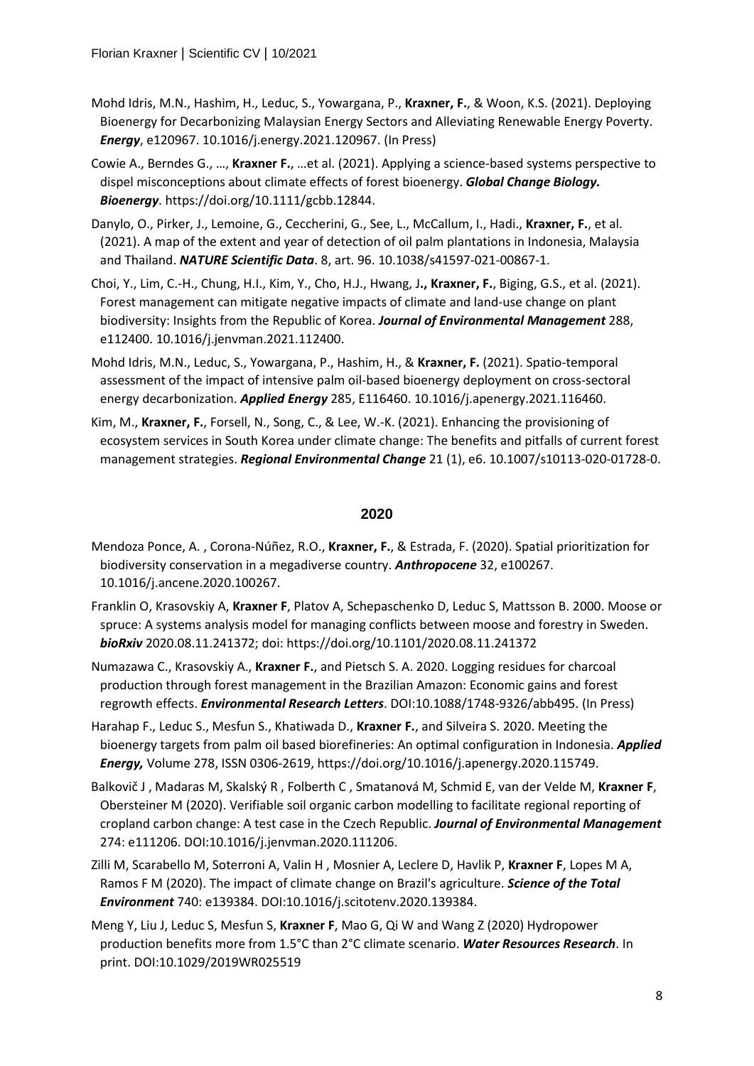Mohd Idris, M.N., Hashim, H., Leduc, S., Yowargana, P., **Kraxner, F.**, & Woon, K.S. (2021). Deploying Bioenergy for Decarbonizing Malaysian Energy Sectors and Alleviating Renewable Energy Poverty. ***Energy***, e120967. 10.1016/j.energy.2021.120967. (In Press)

Cowie A., Berndes G., …, **Kraxner F.**, …et al. (2021). Applying a science-based systems perspective to dispel misconceptions about climate effects of forest bioenergy. ***Global Change Biology. Bioenergy***. https://doi.org/10.1111/gcbb.12844.

Danylo, O., Pirker, J., Lemoine, G., Ceccherini, G., See, L., McCallum, I., Hadi., **Kraxner, F.**, et al. (2021). A map of the extent and year of detection of oil palm plantations in Indonesia, Malaysia and Thailand. ***NATURE Scientific Data***. 8, art. 96. 10.1038/s41597-021-00867-1.

Choi, Y., Lim, C.-H., Chung, H.I., Kim, Y., Cho, H.J., Hwang, J**., Kraxner, F.**, Biging, G.S., et al. (2021). Forest management can mitigate negative impacts of climate and land-use change on plant biodiversity: Insights from the Republic of Korea. ***Journal of Environmental Management*** 288, e112400. 10.1016/j.jenvman.2021.112400.

Mohd Idris, M.N., Leduc, S., Yowargana, P., Hashim, H., & **Kraxner, F.** (2021). Spatio-temporal assessment of the impact of intensive palm oil-based bioenergy deployment on cross-sectoral energy decarbonization. ***Applied Energy*** 285, E116460. 10.1016/j.apenergy.2021.116460.

Kim, M., **Kraxner, F.**, Forsell, N., Song, C., & Lee, W.-K. (2021). Enhancing the provisioning of ecosystem services in South Korea under climate change: The benefits and pitfalls of current forest management strategies. ***Regional Environmental Change*** 21 (1), e6. 10.1007/s10113-020-01728-0.

## 2020

Mendoza Ponce, A. , Corona-Núñez, R.O., **Kraxner, F.**, & Estrada, F. (2020). Spatial prioritization for biodiversity conservation in a megadiverse country. ***Anthropocene*** 32, e100267. 10.1016/j.ancene.2020.100267.

Franklin O, Krasovskiy A, **Kraxner F**, Platov A, Schepaschenko D, Leduc S, Mattsson B. 2000. Moose or spruce: A systems analysis model for managing conflicts between moose and forestry in Sweden. ***bioRxiv*** 2020.08.11.241372; doi: https://doi.org/10.1101/2020.08.11.241372

Numazawa C., Krasovskiy A., **Kraxner F.**, and Pietsch S. A. 2020. Logging residues for charcoal production through forest management in the Brazilian Amazon: Economic gains and forest regrowth effects. ***Environmental Research Letters***. DOI:10.1088/1748-9326/abb495. (In Press)

Harahap F., Leduc S., Mesfun S., Khatiwada D., **Kraxner F.**, and Silveira S. 2020. Meeting the bioenergy targets from palm oil based biorefineries: An optimal configuration in Indonesia. ***Applied Energy,*** Volume 278, ISSN 0306-2619, https://doi.org/10.1016/j.apenergy.2020.115749.

Balkovič J , Madaras M, Skalský R , Folberth C , Smatanová M, Schmid E, van der Velde M, **Kraxner F**, Obersteiner M (2020). Verifiable soil organic carbon modelling to facilitate regional reporting of cropland carbon change: A test case in the Czech Republic. ***Journal of Environmental Management*** 274: e111206. DOI:10.1016/j.jenvman.2020.111206.

Zilli M, Scarabello M, Soterroni A, Valin H , Mosnier A, Leclere D, Havlik P, **Kraxner F**, Lopes M A, Ramos F M (2020). The impact of climate change on Brazil's agriculture. ***Science of the Total Environment*** 740: e139384. DOI:10.1016/j.scitotenv.2020.139384.

Meng Y, Liu J, Leduc S, Mesfun S, **Kraxner F**, Mao G, Qi W and Wang Z (2020) Hydropower production benefits more from 1.5°C than 2°C climate scenario. ***Water Resources Research***. In print. DOI:10.1029/2019WR025519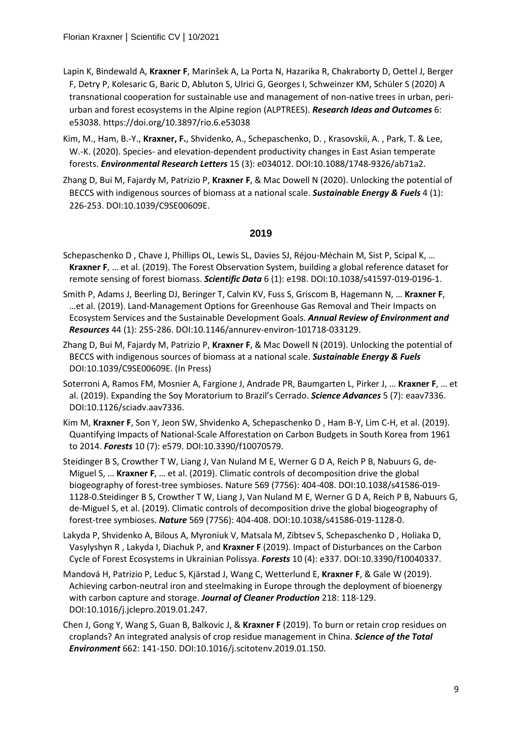Lapin K, Bindewald A, **Kraxner F**, Marinšek A, La Porta N, Hazarika R, Chakraborty D, Oettel J, Berger F, Detry P, Kolesaric G, Baric D, Abluton S, Ulrici G, Georges I, Schweinzer KM, Schüler S (2020) A transnational cooperation for sustainable use and management of non-native trees in urban, peri-urban and forest ecosystems in the Alpine region (ALPTREES). ***Research Ideas and Outcomes*** 6: e53038. https://doi.org/10.3897/rio.6.e53038

Kim, M., Ham, B.-Y., **Kraxner, F.**, Shvidenko, A., Schepaschenko, D. , Krasovskii, A. , Park, T. & Lee, W.-K. (2020). Species- and elevation-dependent productivity changes in East Asian temperate forests. ***Environmental Research Letters*** 15 (3): e034012. DOI:10.1088/1748-9326/ab71a2.

Zhang D, Bui M, Fajardy M, Patrizio P, **Kraxner F**, & Mac Dowell N (2020). Unlocking the potential of BECCS with indigenous sources of biomass at a national scale. ***Sustainable Energy & Fuels*** 4 (1): 226-253. DOI:10.1039/C9SE00609E.

## 2019

Schepaschenko D , Chave J, Phillips OL, Lewis SL, Davies SJ, Réjou-Méchain M, Sist P, Scipal K, … **Kraxner F**, … et al. (2019). The Forest Observation System, building a global reference dataset for remote sensing of forest biomass. ***Scientific Data*** 6 (1): e198. DOI:10.1038/s41597-019-0196-1.

Smith P, Adams J, Beerling DJ, Beringer T, Calvin KV, Fuss S, Griscom B, Hagemann N, … **Kraxner F**, …et al. (2019). Land-Management Options for Greenhouse Gas Removal and Their Impacts on Ecosystem Services and the Sustainable Development Goals. ***Annual Review of Environment and Resources*** 44 (1): 255-286. DOI:10.1146/annurev-environ-101718-033129.

Zhang D, Bui M, Fajardy M, Patrizio P, **Kraxner F**, & Mac Dowell N (2019). Unlocking the potential of BECCS with indigenous sources of biomass at a national scale. ***Sustainable Energy & Fuels*** DOI:10.1039/C9SE00609E. (In Press)

Soterroni A, Ramos FM, Mosnier A, Fargione J, Andrade PR, Baumgarten L, Pirker J, … **Kraxner F**, … et al. (2019). Expanding the Soy Moratorium to Brazil's Cerrado. ***Science Advances*** 5 (7): eaav7336. DOI:10.1126/sciadv.aav7336.

Kim M, **Kraxner F**, Son Y, Jeon SW, Shvidenko A, Schepaschenko D , Ham B-Y, Lim C-H, et al. (2019). Quantifying Impacts of National-Scale Afforestation on Carbon Budgets in South Korea from 1961 to 2014. ***Forests*** 10 (7): e579. DOI:10.3390/f10070579.

Steidinger B S, Crowther T W, Liang J, Van Nuland M E, Werner G D A, Reich P B, Nabuurs G, de-Miguel S, … **Kraxner F**, … et al. (2019). Climatic controls of decomposition drive the global biogeography of forest-tree symbioses. Nature 569 (7756): 404-408. DOI:10.1038/s41586-019-1128-0.Steidinger B S, Crowther T W, Liang J, Van Nuland M E, Werner G D A, Reich P B, Nabuurs G, de-Miguel S, et al. (2019). Climatic controls of decomposition drive the global biogeography of forest-tree symbioses. ***Nature*** 569 (7756): 404-408. DOI:10.1038/s41586-019-1128-0.

Lakyda P, Shvidenko A, Bilous A, Myroniuk V, Matsala M, Zibtsev S, Schepaschenko D , Holiaka D, Vasylyshyn R , Lakyda I, Diachuk P, and **Kraxner F** (2019). Impact of Disturbances on the Carbon Cycle of Forest Ecosystems in Ukrainian Polissya. ***Forests*** 10 (4): e337. DOI:10.3390/f10040337.

Mandová H, Patrizio P, Leduc S, Kjärstad J, Wang C, Wetterlund E, **Kraxner F**, & Gale W (2019). Achieving carbon-neutral iron and steelmaking in Europe through the deployment of bioenergy with carbon capture and storage. ***Journal of Cleaner Production*** 218: 118-129. DOI:10.1016/j.jclepro.2019.01.247.

Chen J, Gong Y, Wang S, Guan B, Balkovic J, & **Kraxner F** (2019). To burn or retain crop residues on croplands? An integrated analysis of crop residue management in China. ***Science of the Total Environment*** 662: 141-150. DOI:10.1016/j.scitotenv.2019.01.150.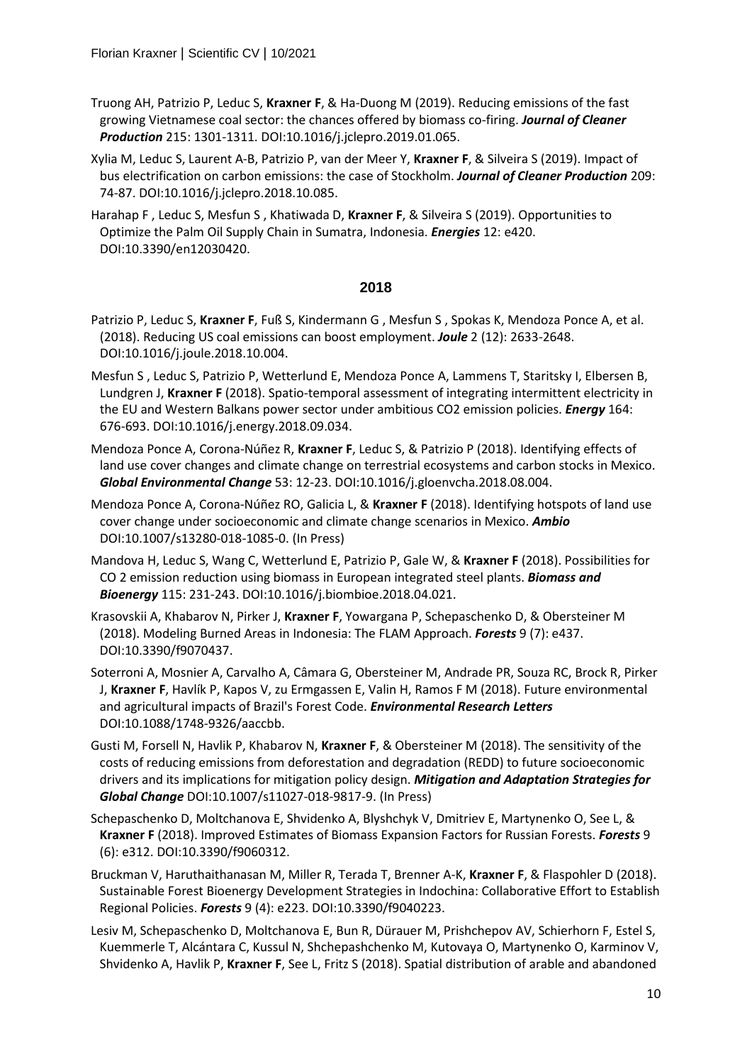Truong AH, Patrizio P, Leduc S, **Kraxner F**, & Ha-Duong M (2019). Reducing emissions of the fast growing Vietnamese coal sector: the chances offered by biomass co-firing. ***Journal of Cleaner Production*** 215: 1301-1311. DOI:10.1016/j.jclepro.2019.01.065.

Xylia M, Leduc S, Laurent A-B, Patrizio P, van der Meer Y, **Kraxner F**, & Silveira S (2019). Impact of bus electrification on carbon emissions: the case of Stockholm. ***Journal of Cleaner Production*** 209: 74-87. DOI:10.1016/j.jclepro.2018.10.085.

Harahap F , Leduc S, Mesfun S , Khatiwada D, **Kraxner F**, & Silveira S (2019). Opportunities to Optimize the Palm Oil Supply Chain in Sumatra, Indonesia. ***Energies*** 12: e420. DOI:10.3390/en12030420.

## 2018

Patrizio P, Leduc S, **Kraxner F**, Fuß S, Kindermann G , Mesfun S , Spokas K, Mendoza Ponce A, et al. (2018). Reducing US coal emissions can boost employment. ***Joule*** 2 (12): 2633-2648. DOI:10.1016/j.joule.2018.10.004.

Mesfun S , Leduc S, Patrizio P, Wetterlund E, Mendoza Ponce A, Lammens T, Staritsky I, Elbersen B, Lundgren J, **Kraxner F** (2018). Spatio-temporal assessment of integrating intermittent electricity in the EU and Western Balkans power sector under ambitious CO2 emission policies. ***Energy*** 164: 676-693. DOI:10.1016/j.energy.2018.09.034.

Mendoza Ponce A, Corona-Núñez R, **Kraxner F**, Leduc S, & Patrizio P (2018). Identifying effects of land use cover changes and climate change on terrestrial ecosystems and carbon stocks in Mexico. ***Global Environmental Change*** 53: 12-23. DOI:10.1016/j.gloenvcha.2018.08.004.

Mendoza Ponce A, Corona-Núñez RO, Galicia L, & **Kraxner F** (2018). Identifying hotspots of land use cover change under socioeconomic and climate change scenarios in Mexico. ***Ambio*** DOI:10.1007/s13280-018-1085-0. (In Press)

Mandova H, Leduc S, Wang C, Wetterlund E, Patrizio P, Gale W, & **Kraxner F** (2018). Possibilities for CO 2 emission reduction using biomass in European integrated steel plants. ***Biomass and Bioenergy*** 115: 231-243. DOI:10.1016/j.biombioe.2018.04.021.

Krasovskii A, Khabarov N, Pirker J, **Kraxner F**, Yowargana P, Schepaschenko D, & Obersteiner M (2018). Modeling Burned Areas in Indonesia: The FLAM Approach. ***Forests*** 9 (7): e437. DOI:10.3390/f9070437.

Soterroni A, Mosnier A, Carvalho A, Câmara G, Obersteiner M, Andrade PR, Souza RC, Brock R, Pirker J, **Kraxner F**, Havlík P, Kapos V, zu Ermgassen E, Valin H, Ramos F M (2018). Future environmental and agricultural impacts of Brazil's Forest Code. ***Environmental Research Letters*** DOI:10.1088/1748-9326/aaccbb.

Gusti M, Forsell N, Havlik P, Khabarov N, **Kraxner F**, & Obersteiner M (2018). The sensitivity of the costs of reducing emissions from deforestation and degradation (REDD) to future socioeconomic drivers and its implications for mitigation policy design. ***Mitigation and Adaptation Strategies for Global Change*** DOI:10.1007/s11027-018-9817-9. (In Press)

Schepaschenko D, Moltchanova E, Shvidenko A, Blyshchyk V, Dmitriev E, Martynenko O, See L, & **Kraxner F** (2018). Improved Estimates of Biomass Expansion Factors for Russian Forests. ***Forests*** 9 (6): e312. DOI:10.3390/f9060312.

Bruckman V, Haruthaithanasan M, Miller R, Terada T, Brenner A-K, **Kraxner F**, & Flaspohler D (2018). Sustainable Forest Bioenergy Development Strategies in Indochina: Collaborative Effort to Establish Regional Policies. ***Forests*** 9 (4): e223. DOI:10.3390/f9040223.

Lesiv M, Schepaschenko D, Moltchanova E, Bun R, Dürauer M, Prishchepov AV, Schierhorn F, Estel S, Kuemmerle T, Alcántara C, Kussul N, Shchepashchenko M, Kutovaya O, Martynenko O, Karminov V, Shvidenko A, Havlik P, **Kraxner F**, See L, Fritz S (2018). Spatial distribution of arable and abandoned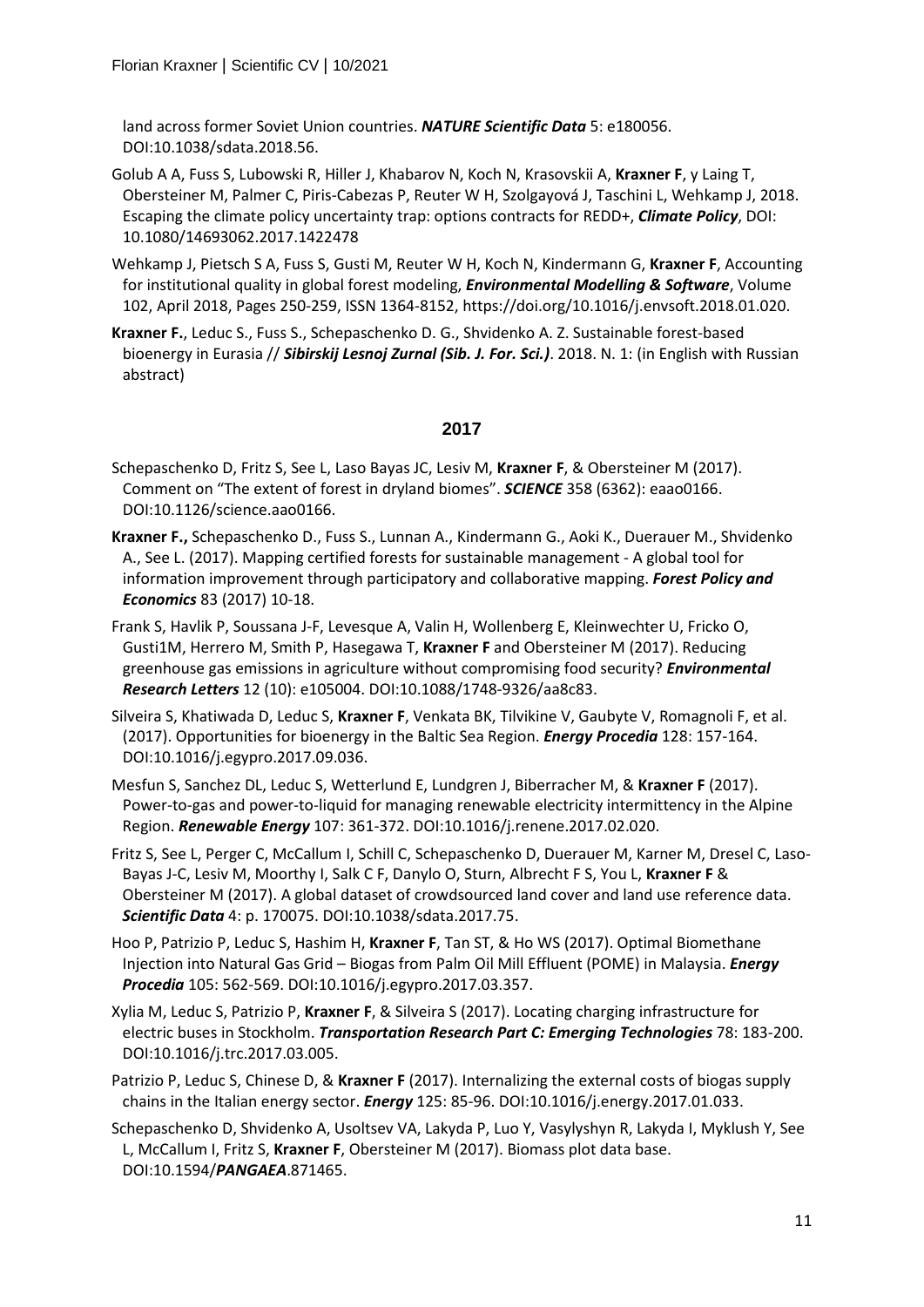land across former Soviet Union countries. ***NATURE Scientific Data*** 5: e180056. DOI:10.1038/sdata.2018.56.

Golub A A, Fuss S, Lubowski R, Hiller J, Khabarov N, Koch N, Krasovskii A, **Kraxner F**, y Laing T, Obersteiner M, Palmer C, Piris-Cabezas P, Reuter W H, Szolgayová J, Taschini L, Wehkamp J, 2018. Escaping the climate policy uncertainty trap: options contracts for REDD+, ***Climate Policy***, DOI: 10.1080/14693062.2017.1422478

Wehkamp J, Pietsch S A, Fuss S, Gusti M, Reuter W H, Koch N, Kindermann G, **Kraxner F**, Accounting for institutional quality in global forest modeling, ***Environmental Modelling & Software***, Volume 102, April 2018, Pages 250-259, ISSN 1364-8152, https://doi.org/10.1016/j.envsoft.2018.01.020.

**Kraxner F.**, Leduc S., Fuss S., Schepaschenko D. G., Shvidenko A. Z. Sustainable forest-based bioenergy in Eurasia // ***Sibirskij Lesnoj Zurnal (Sib. J. For. Sci.)***. 2018. N. 1: (in English with Russian abstract)

## 2017

Schepaschenko D, Fritz S, See L, Laso Bayas JC, Lesiv M, **Kraxner F**, & Obersteiner M (2017). Comment on "The extent of forest in dryland biomes". ***SCIENCE*** 358 (6362): eaao0166. DOI:10.1126/science.aao0166.

**Kraxner F.,** Schepaschenko D., Fuss S., Lunnan A., Kindermann G., Aoki K., Duerauer M., Shvidenko A., See L. (2017). Mapping certified forests for sustainable management - A global tool for information improvement through participatory and collaborative mapping. ***Forest Policy and Economics*** 83 (2017) 10-18.

Frank S, Havlik P, Soussana J-F, Levesque A, Valin H, Wollenberg E, Kleinwechter U, Fricko O, Gusti1M, Herrero M, Smith P, Hasegawa T, **Kraxner F** and Obersteiner M (2017). Reducing greenhouse gas emissions in agriculture without compromising food security? ***Environmental Research Letters*** 12 (10): e105004. DOI:10.1088/1748-9326/aa8c83.

Silveira S, Khatiwada D, Leduc S, **Kraxner F**, Venkata BK, Tilvikine V, Gaubyte V, Romagnoli F, et al. (2017). Opportunities for bioenergy in the Baltic Sea Region. ***Energy Procedia*** 128: 157-164. DOI:10.1016/j.egypro.2017.09.036.

Mesfun S, Sanchez DL, Leduc S, Wetterlund E, Lundgren J, Biberracher M, & **Kraxner F** (2017). Power-to-gas and power-to-liquid for managing renewable electricity intermittency in the Alpine Region. ***Renewable Energy*** 107: 361-372. DOI:10.1016/j.renene.2017.02.020.

Fritz S, See L, Perger C, McCallum I, Schill C, Schepaschenko D, Duerauer M, Karner M, Dresel C, Laso-Bayas J-C, Lesiv M, Moorthy I, Salk C F, Danylo O, Sturn, Albrecht F S, You L, **Kraxner F** & Obersteiner M (2017). A global dataset of crowdsourced land cover and land use reference data. ***Scientific Data*** 4: p. 170075. DOI:10.1038/sdata.2017.75.

Hoo P, Patrizio P, Leduc S, Hashim H, **Kraxner F**, Tan ST, & Ho WS (2017). Optimal Biomethane Injection into Natural Gas Grid – Biogas from Palm Oil Mill Effluent (POME) in Malaysia. ***Energy Procedia*** 105: 562-569. DOI:10.1016/j.egypro.2017.03.357.

Xylia M, Leduc S, Patrizio P, **Kraxner F**, & Silveira S (2017). Locating charging infrastructure for electric buses in Stockholm. ***Transportation Research Part C: Emerging Technologies*** 78: 183-200. DOI:10.1016/j.trc.2017.03.005.

Patrizio P, Leduc S, Chinese D, & **Kraxner F** (2017). Internalizing the external costs of biogas supply chains in the Italian energy sector. ***Energy*** 125: 85-96. DOI:10.1016/j.energy.2017.01.033.

Schepaschenko D, Shvidenko A, Usoltsev VA, Lakyda P, Luo Y, Vasylyshyn R, Lakyda I, Myklush Y, See L, McCallum I, Fritz S, **Kraxner F**, Obersteiner M (2017). Biomass plot data base. DOI:10.1594/***PANGAEA***.871465.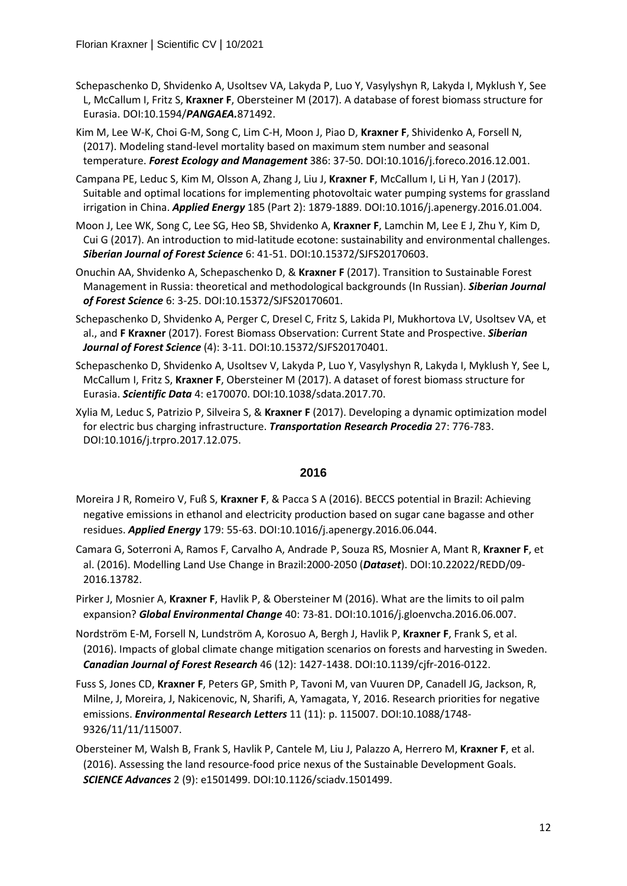Schepaschenko D, Shvidenko A, Usoltsev VA, Lakyda P, Luo Y, Vasylyshyn R, Lakyda I, Myklush Y, See L, McCallum I, Fritz S, **Kraxner F**, Obersteiner M (2017). A database of forest biomass structure for Eurasia. DOI:10.1594/***PANGAEA.***871492.

Kim M, Lee W-K, Choi G-M, Song C, Lim C-H, Moon J, Piao D, **Kraxner F**, Shividenko A, Forsell N, (2017). Modeling stand-level mortality based on maximum stem number and seasonal temperature. ***Forest Ecology and Management*** 386: 37-50. DOI:10.1016/j.foreco.2016.12.001.

Campana PE, Leduc S, Kim M, Olsson A, Zhang J, Liu J, **Kraxner F**, McCallum I, Li H, Yan J (2017). Suitable and optimal locations for implementing photovoltaic water pumping systems for grassland irrigation in China. ***Applied Energy*** 185 (Part 2): 1879-1889. DOI:10.1016/j.apenergy.2016.01.004.

Moon J, Lee WK, Song C, Lee SG, Heo SB, Shvidenko A, **Kraxner F**, Lamchin M, Lee E J, Zhu Y, Kim D, Cui G (2017). An introduction to mid-latitude ecotone: sustainability and environmental challenges. ***Siberian Journal of Forest Science*** 6: 41-51. DOI:10.15372/SJFS20170603.

Onuchin AA, Shvidenko A, Schepaschenko D, & **Kraxner F** (2017). Transition to Sustainable Forest Management in Russia: theoretical and methodological backgrounds (In Russian). ***Siberian Journal of Forest Science*** 6: 3-25. DOI:10.15372/SJFS20170601.

Schepaschenko D, Shvidenko A, Perger C, Dresel C, Fritz S, Lakida PI, Mukhortova LV, Usoltsev VA, et al., and **F Kraxner** (2017). Forest Biomass Observation: Current State and Prospective. ***Siberian Journal of Forest Science*** (4): 3-11. DOI:10.15372/SJFS20170401.

Schepaschenko D, Shvidenko A, Usoltsev V, Lakyda P, Luo Y, Vasylyshyn R, Lakyda I, Myklush Y, See L, McCallum I, Fritz S, **Kraxner F**, Obersteiner M (2017). A dataset of forest biomass structure for Eurasia. ***Scientific Data*** 4: e170070. DOI:10.1038/sdata.2017.70.

Xylia M, Leduc S, Patrizio P, Silveira S, & **Kraxner F** (2017). Developing a dynamic optimization model for electric bus charging infrastructure. ***Transportation Research Procedia*** 27: 776-783. DOI:10.1016/j.trpro.2017.12.075.

## 2016

Moreira J R, Romeiro V, Fuß S, **Kraxner F**, & Pacca S A (2016). BECCS potential in Brazil: Achieving negative emissions in ethanol and electricity production based on sugar cane bagasse and other residues. ***Applied Energy*** 179: 55-63. DOI:10.1016/j.apenergy.2016.06.044.

Camara G, Soterroni A, Ramos F, Carvalho A, Andrade P, Souza RS, Mosnier A, Mant R, **Kraxner F**, et al. (2016). Modelling Land Use Change in Brazil:2000-2050 (***Dataset***). DOI:10.22022/REDD/09-2016.13782.

Pirker J, Mosnier A, **Kraxner F**, Havlik P, & Obersteiner M (2016). What are the limits to oil palm expansion? ***Global Environmental Change*** 40: 73-81. DOI:10.1016/j.gloenvcha.2016.06.007.

Nordström E-M, Forsell N, Lundström A, Korosuo A, Bergh J, Havlik P, **Kraxner F**, Frank S, et al. (2016). Impacts of global climate change mitigation scenarios on forests and harvesting in Sweden. ***Canadian Journal of Forest Research*** 46 (12): 1427-1438. DOI:10.1139/cjfr-2016-0122.

Fuss S, Jones CD, **Kraxner F**, Peters GP, Smith P, Tavoni M, van Vuuren DP, Canadell JG, Jackson, R, Milne, J, Moreira, J, Nakicenovic, N, Sharifi, A, Yamagata, Y, 2016. Research priorities for negative emissions. ***Environmental Research Letters*** 11 (11): p. 115007. DOI:10.1088/1748-9326/11/11/115007.

Obersteiner M, Walsh B, Frank S, Havlik P, Cantele M, Liu J, Palazzo A, Herrero M, **Kraxner F**, et al. (2016). Assessing the land resource-food price nexus of the Sustainable Development Goals. ***SCIENCE Advances*** 2 (9): e1501499. DOI:10.1126/sciadv.1501499.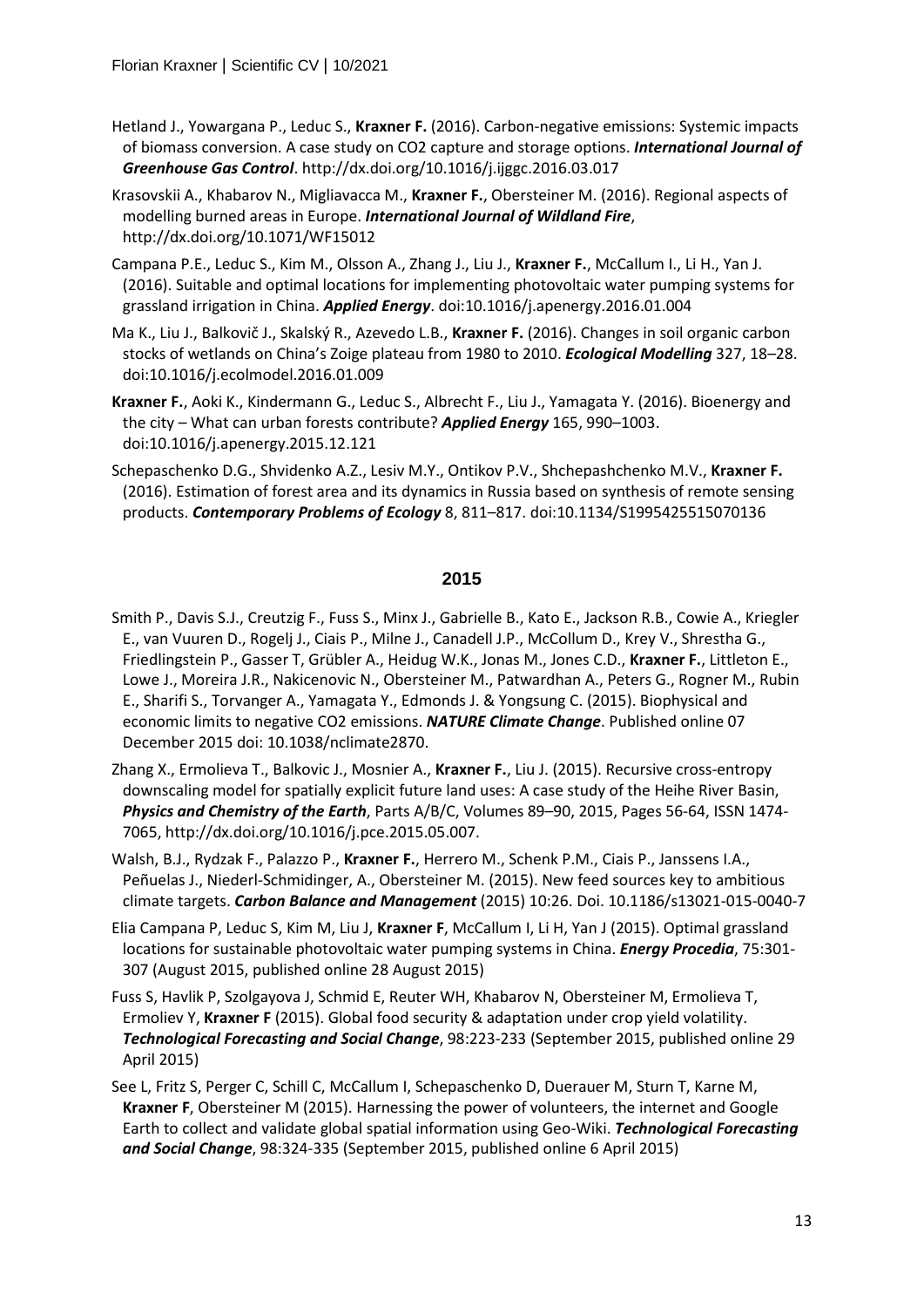Hetland J., Yowargana P., Leduc S., **Kraxner F.** (2016). Carbon-negative emissions: Systemic impacts of biomass conversion. A case study on CO2 capture and storage options. ***International Journal of Greenhouse Gas Control***. http://dx.doi.org/10.1016/j.ijggc.2016.03.017

Krasovskii A., Khabarov N., Migliavacca M., **Kraxner F.**, Obersteiner M. (2016). Regional aspects of modelling burned areas in Europe. ***International Journal of Wildland Fire***, http://dx.doi.org/10.1071/WF15012

Campana P.E., Leduc S., Kim M., Olsson A., Zhang J., Liu J., **Kraxner F.**, McCallum I., Li H., Yan J. (2016). Suitable and optimal locations for implementing photovoltaic water pumping systems for grassland irrigation in China. ***Applied Energy***. doi:10.1016/j.apenergy.2016.01.004

Ma K., Liu J., Balkovič J., Skalský R., Azevedo L.B., **Kraxner F.** (2016). Changes in soil organic carbon stocks of wetlands on China's Zoige plateau from 1980 to 2010. ***Ecological Modelling*** 327, 18–28. doi:10.1016/j.ecolmodel.2016.01.009

**Kraxner F.**, Aoki K., Kindermann G., Leduc S., Albrecht F., Liu J., Yamagata Y. (2016). Bioenergy and the city – What can urban forests contribute? ***Applied Energy*** 165, 990–1003. doi:10.1016/j.apenergy.2015.12.121

Schepaschenko D.G., Shvidenko A.Z., Lesiv M.Y., Ontikov P.V., Shchepashchenko M.V., **Kraxner F.** (2016). Estimation of forest area and its dynamics in Russia based on synthesis of remote sensing products. ***Contemporary Problems of Ecology*** 8, 811–817. doi:10.1134/S1995425515070136

## 2015

Smith P., Davis S.J., Creutzig F., Fuss S., Minx J., Gabrielle B., Kato E., Jackson R.B., Cowie A., Kriegler E., van Vuuren D., Rogelj J., Ciais P., Milne J., Canadell J.P., McCollum D., Krey V., Shrestha G., Friedlingstein P., Gasser T, Grübler A., Heidug W.K., Jonas M., Jones C.D., **Kraxner F.**, Littleton E., Lowe J., Moreira J.R., Nakicenovic N., Obersteiner M., Patwardhan A., Peters G., Rogner M., Rubin E., Sharifi S., Torvanger A., Yamagata Y., Edmonds J. & Yongsung C. (2015). Biophysical and economic limits to negative CO2 emissions. ***NATURE Climate Change***. Published online 07 December 2015 doi: 10.1038/nclimate2870.

Zhang X., Ermolieva T., Balkovic J., Mosnier A., **Kraxner F.**, Liu J. (2015). Recursive cross-entropy downscaling model for spatially explicit future land uses: A case study of the Heihe River Basin, ***Physics and Chemistry of the Earth***, Parts A/B/C, Volumes 89–90, 2015, Pages 56-64, ISSN 1474-7065, http://dx.doi.org/10.1016/j.pce.2015.05.007.

Walsh, B.J., Rydzak F., Palazzo P., **Kraxner F.**, Herrero M., Schenk P.M., Ciais P., Janssens I.A., Peñuelas J., Niederl-Schmidinger, A., Obersteiner M. (2015). New feed sources key to ambitious climate targets. ***Carbon Balance and Management*** (2015) 10:26. Doi. 10.1186/s13021-015-0040-7

Elia Campana P, Leduc S, Kim M, Liu J, **Kraxner F**, McCallum I, Li H, Yan J (2015). Optimal grassland locations for sustainable photovoltaic water pumping systems in China. ***Energy Procedia***, 75:301-307 (August 2015, published online 28 August 2015)

Fuss S, Havlik P, Szolgayova J, Schmid E, Reuter WH, Khabarov N, Obersteiner M, Ermolieva T, Ermoliev Y, **Kraxner F** (2015). Global food security & adaptation under crop yield volatility. ***Technological Forecasting and Social Change***, 98:223-233 (September 2015, published online 29 April 2015)

See L, Fritz S, Perger C, Schill C, McCallum I, Schepaschenko D, Duerauer M, Sturn T, Karne M, **Kraxner F**, Obersteiner M (2015). Harnessing the power of volunteers, the internet and Google Earth to collect and validate global spatial information using Geo-Wiki. ***Technological Forecasting and Social Change***, 98:324-335 (September 2015, published online 6 April 2015)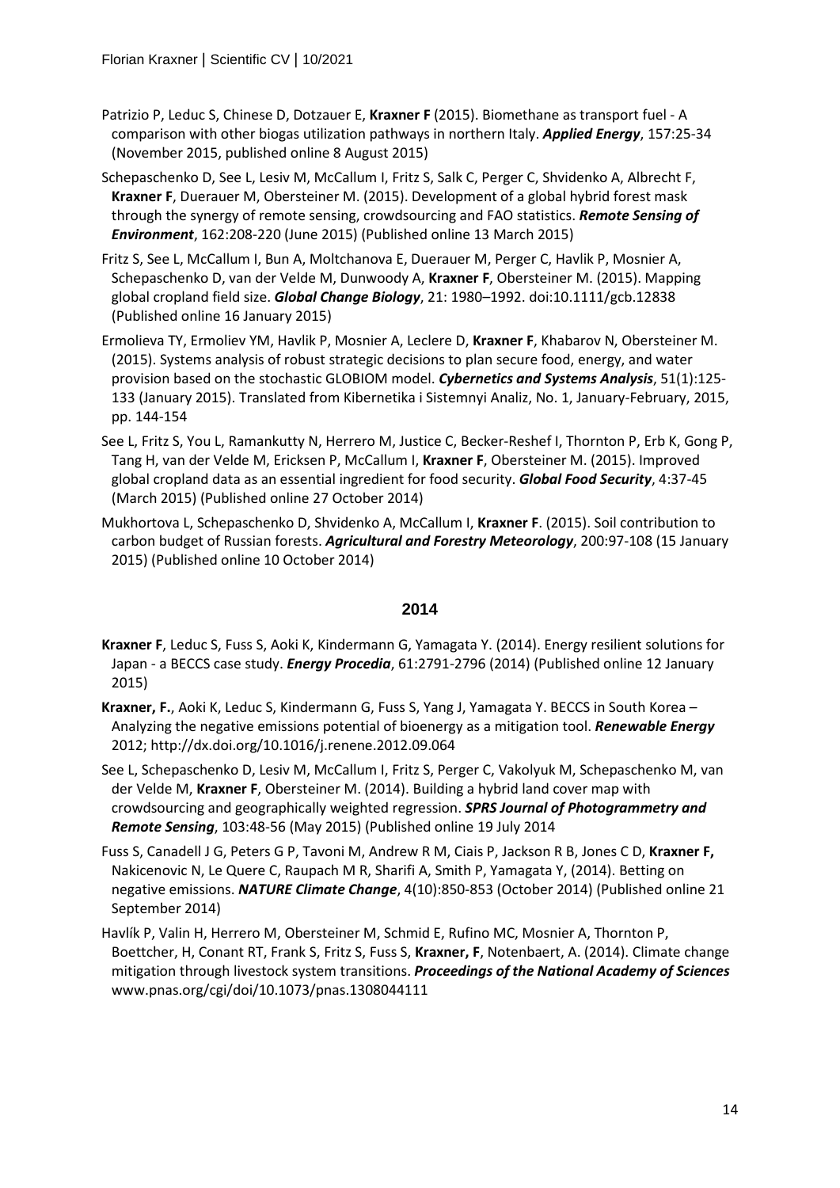Patrizio P, Leduc S, Chinese D, Dotzauer E, **Kraxner F** (2015). Biomethane as transport fuel - A comparison with other biogas utilization pathways in northern Italy. ***Applied Energy***, 157:25-34 (November 2015, published online 8 August 2015)

Schepaschenko D, See L, Lesiv M, McCallum I, Fritz S, Salk C, Perger C, Shvidenko A, Albrecht F, **Kraxner F**, Duerauer M, Obersteiner M. (2015). Development of a global hybrid forest mask through the synergy of remote sensing, crowdsourcing and FAO statistics. ***Remote Sensing of Environment***, 162:208-220 (June 2015) (Published online 13 March 2015)

Fritz S, See L, McCallum I, Bun A, Moltchanova E, Duerauer M, Perger C, Havlik P, Mosnier A, Schepaschenko D, van der Velde M, Dunwoody A, **Kraxner F**, Obersteiner M. (2015). Mapping global cropland field size. ***Global Change Biology***, 21: 1980–1992. doi:10.1111/gcb.12838 (Published online 16 January 2015)

Ermolieva TY, Ermoliev YM, Havlik P, Mosnier A, Leclere D, **Kraxner F**, Khabarov N, Obersteiner M. (2015). Systems analysis of robust strategic decisions to plan secure food, energy, and water provision based on the stochastic GLOBIOM model. ***Cybernetics and Systems Analysis***, 51(1):125-133 (January 2015). Translated from Kibernetika i Sistemnyi Analiz, No. 1, January-February, 2015, pp. 144-154

See L, Fritz S, You L, Ramankutty N, Herrero M, Justice C, Becker-Reshef I, Thornton P, Erb K, Gong P, Tang H, van der Velde M, Ericksen P, McCallum I, **Kraxner F**, Obersteiner M. (2015). Improved global cropland data as an essential ingredient for food security. ***Global Food Security***, 4:37-45 (March 2015) (Published online 27 October 2014)

Mukhortova L, Schepaschenko D, Shvidenko A, McCallum I, **Kraxner F**. (2015). Soil contribution to carbon budget of Russian forests. ***Agricultural and Forestry Meteorology***, 200:97-108 (15 January 2015) (Published online 10 October 2014)

## 2014

**Kraxner F**, Leduc S, Fuss S, Aoki K, Kindermann G, Yamagata Y. (2014). Energy resilient solutions for Japan - a BECCS case study. ***Energy Procedia***, 61:2791-2796 (2014) (Published online 12 January 2015)

**Kraxner, F.**, Aoki K, Leduc S, Kindermann G, Fuss S, Yang J, Yamagata Y. BECCS in South Korea – Analyzing the negative emissions potential of bioenergy as a mitigation tool. ***Renewable Energy*** 2012; http://dx.doi.org/10.1016/j.renene.2012.09.064

See L, Schepaschenko D, Lesiv M, McCallum I, Fritz S, Perger C, Vakolyuk M, Schepaschenko M, van der Velde M, **Kraxner F**, Obersteiner M. (2014). Building a hybrid land cover map with crowdsourcing and geographically weighted regression. ***SPRS Journal of Photogrammetry and Remote Sensing***, 103:48-56 (May 2015) (Published online 19 July 2014

Fuss S, Canadell J G, Peters G P, Tavoni M, Andrew R M, Ciais P, Jackson R B, Jones C D, **Kraxner F,** Nakicenovic N, Le Quere C, Raupach M R, Sharifi A, Smith P, Yamagata Y, (2014). Betting on negative emissions. ***NATURE Climate Change***, 4(10):850-853 (October 2014) (Published online 21 September 2014)

Havlík P, Valin H, Herrero M, Obersteiner M, Schmid E, Rufino MC, Mosnier A, Thornton P, Boettcher, H, Conant RT, Frank S, Fritz S, Fuss S, **Kraxner, F**, Notenbaert, A. (2014). Climate change mitigation through livestock system transitions. ***Proceedings of the National Academy of Sciences*** www.pnas.org/cgi/doi/10.1073/pnas.1308044111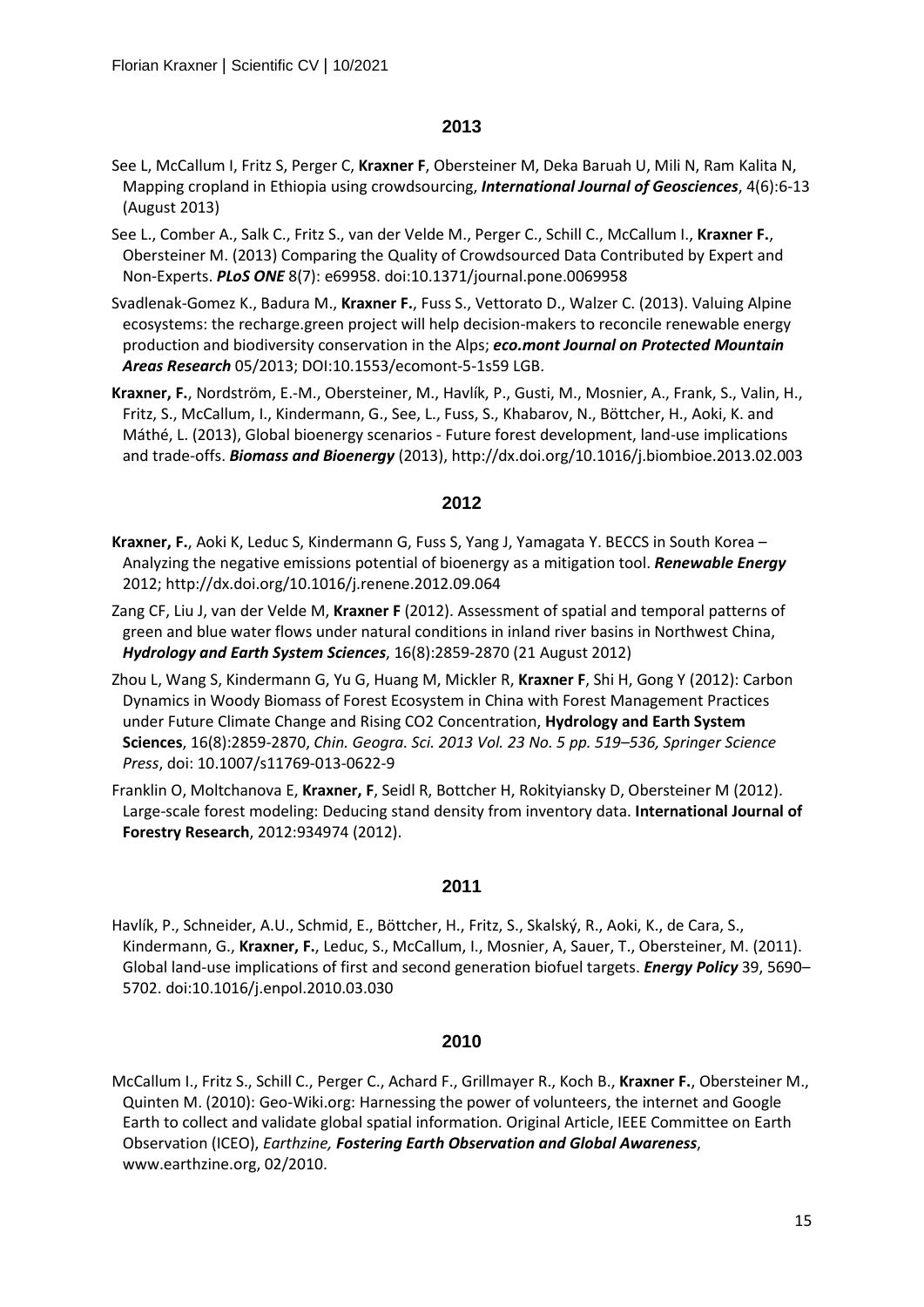## 2013

See L, McCallum I, Fritz S, Perger C, **Kraxner F**, Obersteiner M, Deka Baruah U, Mili N, Ram Kalita N, Mapping cropland in Ethiopia using crowdsourcing, ***International Journal of Geosciences***, 4(6):6-13 (August 2013)

See L., Comber A., Salk C., Fritz S., van der Velde M., Perger C., Schill C., McCallum I., **Kraxner F.**, Obersteiner M. (2013) Comparing the Quality of Crowdsourced Data Contributed by Expert and Non-Experts. ***PLoS ONE*** 8(7): e69958. doi:10.1371/journal.pone.0069958

Svadlenak-Gomez K., Badura M., **Kraxner F.**, Fuss S., Vettorato D., Walzer C. (2013). Valuing Alpine ecosystems: the recharge.green project will help decision-makers to reconcile renewable energy production and biodiversity conservation in the Alps; ***eco.mont Journal on Protected Mountain Areas Research*** 05/2013; DOI:10.1553/ecomont-5-1s59 LGB.

**Kraxner, F.**, Nordström, E.-M., Obersteiner, M., Havlík, P., Gusti, M., Mosnier, A., Frank, S., Valin, H., Fritz, S., McCallum, I., Kindermann, G., See, L., Fuss, S., Khabarov, N., Böttcher, H., Aoki, K. and Máthé, L. (2013), Global bioenergy scenarios - Future forest development, land-use implications and trade-offs. ***Biomass and Bioenergy*** (2013), http://dx.doi.org/10.1016/j.biombioe.2013.02.003

## 2012

**Kraxner, F.**, Aoki K, Leduc S, Kindermann G, Fuss S, Yang J, Yamagata Y. BECCS in South Korea – Analyzing the negative emissions potential of bioenergy as a mitigation tool. ***Renewable Energy*** 2012; http://dx.doi.org/10.1016/j.renene.2012.09.064

Zang CF, Liu J, van der Velde M, **Kraxner F** (2012). Assessment of spatial and temporal patterns of green and blue water flows under natural conditions in inland river basins in Northwest China, ***Hydrology and Earth System Sciences***, 16(8):2859-2870 (21 August 2012)

Zhou L, Wang S, Kindermann G, Yu G, Huang M, Mickler R, **Kraxner F**, Shi H, Gong Y (2012): Carbon Dynamics in Woody Biomass of Forest Ecosystem in China with Forest Management Practices under Future Climate Change and Rising CO2 Concentration, **Hydrology and Earth System Sciences**, 16(8):2859-2870, *Chin. Geogra. Sci. 2013 Vol. 23 No. 5 pp. 519–536, Springer Science Press*, doi: 10.1007/s11769-013-0622-9

Franklin O, Moltchanova E, **Kraxner, F**, Seidl R, Bottcher H, Rokityiansky D, Obersteiner M (2012). Large-scale forest modeling: Deducing stand density from inventory data. **International Journal of Forestry Research**, 2012:934974 (2012).

## 2011

Havlík, P., Schneider, A.U., Schmid, E., Böttcher, H., Fritz, S., Skalský, R., Aoki, K., de Cara, S., Kindermann, G., **Kraxner, F.**, Leduc, S., McCallum, I., Mosnier, A, Sauer, T., Obersteiner, M. (2011). Global land-use implications of first and second generation biofuel targets. ***Energy Policy*** 39, 5690–5702. doi:10.1016/j.enpol.2010.03.030

## 2010

McCallum I., Fritz S., Schill C., Perger C., Achard F., Grillmayer R., Koch B., **Kraxner F.**, Obersteiner M., Quinten M. (2010): Geo-Wiki.org: Harnessing the power of volunteers, the internet and Google Earth to collect and validate global spatial information. Original Article, IEEE Committee on Earth Observation (ICEO), *Earthzine, **Fostering Earth Observation and Global Awareness***, www.earthzine.org, 02/2010.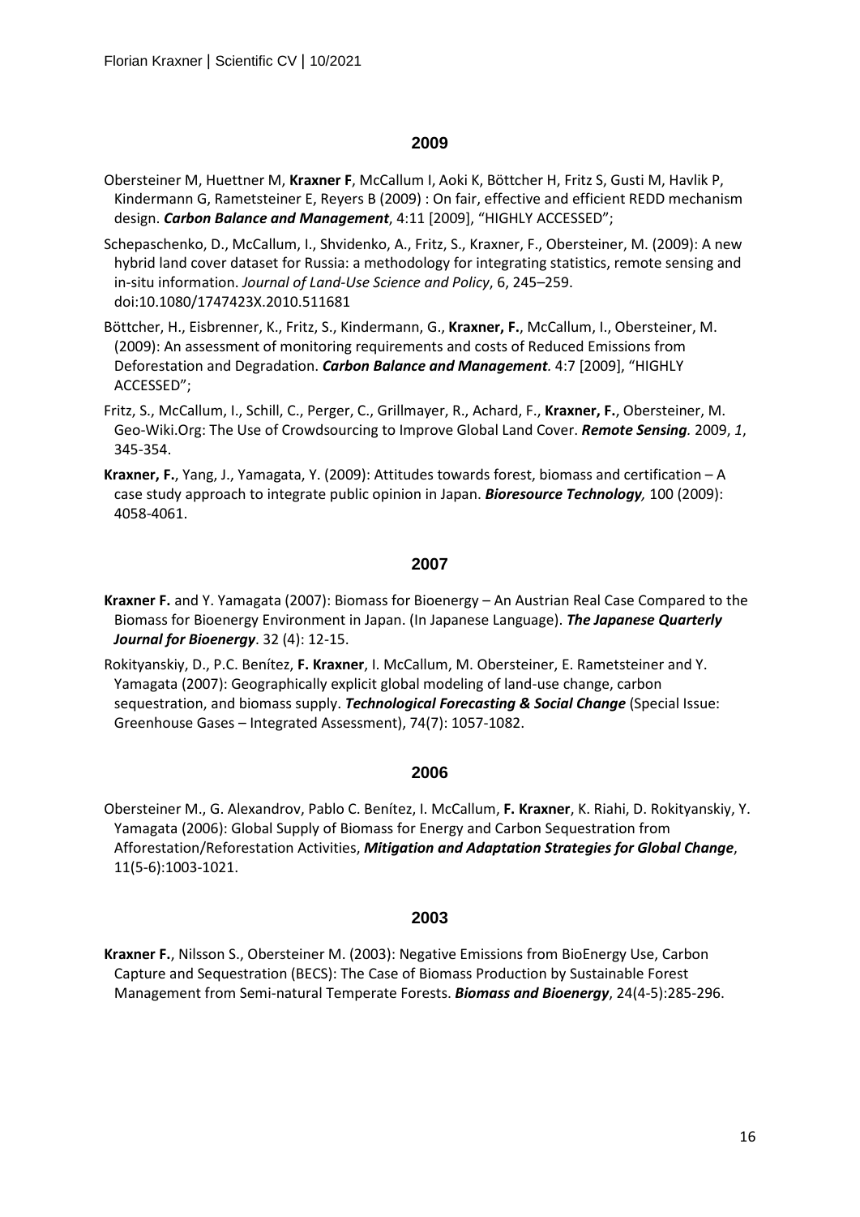## 2009

Obersteiner M, Huettner M, **Kraxner F**, McCallum I, Aoki K, Böttcher H, Fritz S, Gusti M, Havlik P, Kindermann G, Rametsteiner E, Reyers B (2009) : On fair, effective and efficient REDD mechanism design. ***Carbon Balance and Management***, 4:11 [2009], "HIGHLY ACCESSED";

Schepaschenko, D., McCallum, I., Shvidenko, A., Fritz, S., Kraxner, F., Obersteiner, M. (2009): A new hybrid land cover dataset for Russia: a methodology for integrating statistics, remote sensing and in-situ information. *Journal of Land-Use Science and Policy*, 6, 245–259. doi:10.1080/1747423X.2010.511681

Böttcher, H., Eisbrenner, K., Fritz, S., Kindermann, G., **Kraxner, F.**, McCallum, I., Obersteiner, M. (2009): An assessment of monitoring requirements and costs of Reduced Emissions from Deforestation and Degradation. ***Carbon Balance and Management.*** 4:7 [2009], "HIGHLY ACCESSED";

Fritz, S., McCallum, I., Schill, C., Perger, C., Grillmayer, R., Achard, F., **Kraxner, F.**, Obersteiner, M. Geo-Wiki.Org: The Use of Crowdsourcing to Improve Global Land Cover. ***Remote Sensing.*** 2009, *1*, 345-354.

**Kraxner, F.**, Yang, J., Yamagata, Y. (2009): Attitudes towards forest, biomass and certification – A case study approach to integrate public opinion in Japan. ***Bioresource Technology,*** 100 (2009): 4058-4061.

## 2007

**Kraxner F.** and Y. Yamagata (2007): Biomass for Bioenergy – An Austrian Real Case Compared to the Biomass for Bioenergy Environment in Japan. (In Japanese Language). ***The Japanese Quarterly Journal for Bioenergy***. 32 (4): 12-15.

Rokityanskiy, D., P.C. Benítez, **F. Kraxner**, I. McCallum, M. Obersteiner, E. Rametsteiner and Y. Yamagata (2007): Geographically explicit global modeling of land-use change, carbon sequestration, and biomass supply. ***Technological Forecasting & Social Change*** (Special Issue: Greenhouse Gases – Integrated Assessment), 74(7): 1057-1082.

## 2006

Obersteiner M., G. Alexandrov, Pablo C. Benítez, I. McCallum, **F. Kraxner**, K. Riahi, D. Rokityanskiy, Y. Yamagata (2006): Global Supply of Biomass for Energy and Carbon Sequestration from Afforestation/Reforestation Activities, ***Mitigation and Adaptation Strategies for Global Change***, 11(5-6):1003-1021.

## 2003

**Kraxner F.**, Nilsson S., Obersteiner M. (2003): Negative Emissions from BioEnergy Use, Carbon Capture and Sequestration (BECS): The Case of Biomass Production by Sustainable Forest Management from Semi-natural Temperate Forests. ***Biomass and Bioenergy***, 24(4-5):285-296.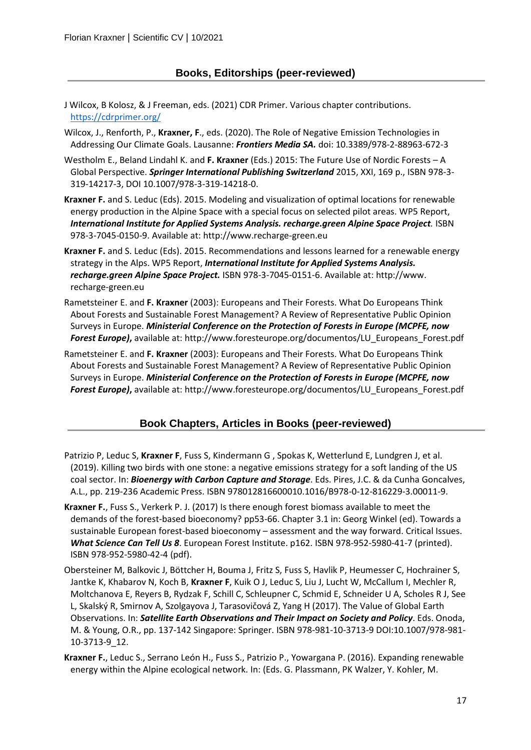## Books, Editorships (peer-reviewed)

J Wilcox, B Kolosz, & J Freeman, eds. (2021) CDR Primer. Various chapter contributions. https://cdrprimer.org/

Wilcox, J., Renforth, P., **Kraxner, F**., eds. (2020). The Role of Negative Emission Technologies in Addressing Our Climate Goals. Lausanne: ***Frontiers Media SA.*** doi: 10.3389/978-2-88963-672-3

Westholm E., Beland Lindahl K. and **F. Kraxner** (Eds.) 2015: The Future Use of Nordic Forests – A Global Perspective. ***Springer International Publishing Switzerland*** 2015, XXI, 169 p., ISBN 978-3-319-14217-3, DOI 10.1007/978-3-319-14218-0.

**Kraxner F.** and S. Leduc (Eds). 2015. Modeling and visualization of optimal locations for renewable energy production in the Alpine Space with a special focus on selected pilot areas. WP5 Report, ***International Institute for Applied Systems Analysis. recharge.green Alpine Space Project.*** ISBN 978-3-7045-0150-9. Available at: http://www.recharge-green.eu

**Kraxner F.** and S. Leduc (Eds). 2015. Recommendations and lessons learned for a renewable energy strategy in the Alps. WP5 Report, ***International Institute for Applied Systems Analysis. recharge.green Alpine Space Project.*** ISBN 978-3-7045-0151-6. Available at: http://www. recharge-green.eu

Rametsteiner E. and **F. Kraxner** (2003): Europeans and Their Forests. What Do Europeans Think About Forests and Sustainable Forest Management? A Review of Representative Public Opinion Surveys in Europe. ***Ministerial Conference on the Protection of Forests in Europe (MCPFE, now Forest Europe)***, available at: http://www.foresteurope.org/documentos/LU_Europeans_Forest.pdf

Rametsteiner E. and **F. Kraxner** (2003): Europeans and Their Forests. What Do Europeans Think About Forests and Sustainable Forest Management? A Review of Representative Public Opinion Surveys in Europe. ***Ministerial Conference on the Protection of Forests in Europe (MCPFE, now Forest Europe)***, available at: http://www.foresteurope.org/documentos/LU_Europeans_Forest.pdf

## Book Chapters, Articles in Books (peer-reviewed)

Patrizio P, Leduc S, **Kraxner F**, Fuss S, Kindermann G , Spokas K, Wetterlund E, Lundgren J, et al. (2019). Killing two birds with one stone: a negative emissions strategy for a soft landing of the US coal sector. In: ***Bioenergy with Carbon Capture and Storage***. Eds. Pires, J.C. & da Cunha Goncalves, A.L., pp. 219-236 Academic Press. ISBN 978012816600010.1016/B978-0-12-816229-3.00011-9.

**Kraxner F.**, Fuss S., Verkerk P. J. (2017) Is there enough forest biomass available to meet the demands of the forest-based bioeconomy? pp53-66. Chapter 3.1 in: Georg Winkel (ed). Towards a sustainable European forest-based bioeconomy – assessment and the way forward. Critical Issues. ***What Science Can Tell Us 8***. European Forest Institute. p162. ISBN 978-952-5980-41-7 (printed). ISBN 978-952-5980-42-4 (pdf).

Obersteiner M, Balkovic J, Böttcher H, Bouma J, Fritz S, Fuss S, Havlik P, Heumesser C, Hochrainer S, Jantke K, Khabarov N, Koch B, **Kraxner F**, Kuik O J, Leduc S, Liu J, Lucht W, McCallum I, Mechler R, Moltchanova E, Reyers B, Rydzak F, Schill C, Schleupner C, Schmid E, Schneider U A, Scholes R J, See L, Skalský R, Smirnov A, Szolgayova J, Tarasovičová Z, Yang H (2017). The Value of Global Earth Observations. In: ***Satellite Earth Observations and Their Impact on Society and Policy***. Eds. Onoda, M. & Young, O.R., pp. 137-142 Singapore: Springer. ISBN 978-981-10-3713-9 DOI:10.1007/978-981-10-3713-9_12.

**Kraxner F.**, Leduc S., Serrano León H., Fuss S., Patrizio P., Yowargana P. (2016). Expanding renewable energy within the Alpine ecological network. In: (Eds. G. Plassmann, PK Walzer, Y. Kohler, M.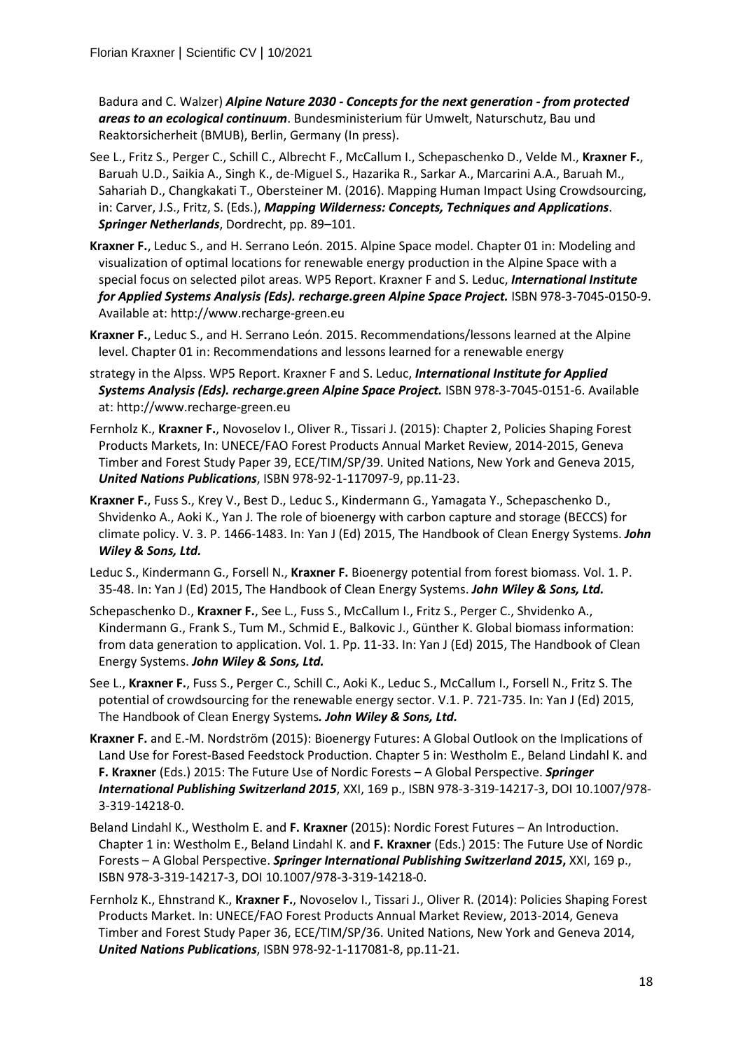Badura and C. Walzer) ***Alpine Nature 2030 - Concepts for the next generation - from protected areas to an ecological continuum***. Bundesministerium für Umwelt, Naturschutz, Bau und Reaktorsicherheit (BMUB), Berlin, Germany (In press).

See L., Fritz S., Perger C., Schill C., Albrecht F., McCallum I., Schepaschenko D., Velde M., **Kraxner F.**, Baruah U.D., Saikia A., Singh K., de-Miguel S., Hazarika R., Sarkar A., Marcarini A.A., Baruah M., Sahariah D., Changkakati T., Obersteiner M. (2016). Mapping Human Impact Using Crowdsourcing, in: Carver, J.S., Fritz, S. (Eds.), ***Mapping Wilderness: Concepts, Techniques and Applications***. ***Springer Netherlands***, Dordrecht, pp. 89–101.

**Kraxner F.**, Leduc S., and H. Serrano León. 2015. Alpine Space model. Chapter 01 in: Modeling and visualization of optimal locations for renewable energy production in the Alpine Space with a special focus on selected pilot areas. WP5 Report. Kraxner F and S. Leduc, ***International Institute for Applied Systems Analysis (Eds). recharge.green Alpine Space Project.*** ISBN 978-3-7045-0150-9. Available at: http://www.recharge-green.eu

**Kraxner F.**, Leduc S., and H. Serrano León. 2015. Recommendations/lessons learned at the Alpine level. Chapter 01 in: Recommendations and lessons learned for a renewable energy

strategy in the Alpss. WP5 Report. Kraxner F and S. Leduc, ***International Institute for Applied Systems Analysis (Eds). recharge.green Alpine Space Project.*** ISBN 978-3-7045-0151-6. Available at: http://www.recharge-green.eu

Fernholz K., **Kraxner F.**, Novoselov I., Oliver R., Tissari J. (2015): Chapter 2, Policies Shaping Forest Products Markets, In: UNECE/FAO Forest Products Annual Market Review, 2014-2015, Geneva Timber and Forest Study Paper 39, ECE/TIM/SP/39. United Nations, New York and Geneva 2015, ***United Nations Publications***, ISBN 978-92-1-117097-9, pp.11-23.

**Kraxner F.**, Fuss S., Krey V., Best D., Leduc S., Kindermann G., Yamagata Y., Schepaschenko D., Shvidenko A., Aoki K., Yan J. The role of bioenergy with carbon capture and storage (BECCS) for climate policy. V. 3. P. 1466-1483. In: Yan J (Ed) 2015, The Handbook of Clean Energy Systems. ***John Wiley & Sons, Ltd.***

Leduc S., Kindermann G., Forsell N., **Kraxner F.** Bioenergy potential from forest biomass. Vol. 1. P. 35-48. In: Yan J (Ed) 2015, The Handbook of Clean Energy Systems. ***John Wiley & Sons, Ltd.***

Schepaschenko D., **Kraxner F.**, See L., Fuss S., McCallum I., Fritz S., Perger C., Shvidenko A., Kindermann G., Frank S., Tum M., Schmid E., Balkovic J., Günther K. Global biomass information: from data generation to application. Vol. 1. Pp. 11-33. In: Yan J (Ed) 2015, The Handbook of Clean Energy Systems. ***John Wiley & Sons, Ltd.***

See L., **Kraxner F.**, Fuss S., Perger C., Schill C., Aoki K., Leduc S., McCallum I., Forsell N., Fritz S. The potential of crowdsourcing for the renewable energy sector. V.1. P. 721-735. In: Yan J (Ed) 2015, The Handbook of Clean Energy Systems***. John Wiley & Sons, Ltd.***

**Kraxner F.** and E.-M. Nordström (2015): Bioenergy Futures: A Global Outlook on the Implications of Land Use for Forest-Based Feedstock Production. Chapter 5 in: Westholm E., Beland Lindahl K. and **F. Kraxner** (Eds.) 2015: The Future Use of Nordic Forests – A Global Perspective. ***Springer International Publishing Switzerland 2015***, XXI, 169 p., ISBN 978-3-319-14217-3, DOI 10.1007/978-3-319-14218-0.

Beland Lindahl K., Westholm E. and **F. Kraxner** (2015): Nordic Forest Futures – An Introduction. Chapter 1 in: Westholm E., Beland Lindahl K. and **F. Kraxner** (Eds.) 2015: The Future Use of Nordic Forests – A Global Perspective. ***Springer International Publishing Switzerland 2015***, XXI, 169 p., ISBN 978-3-319-14217-3, DOI 10.1007/978-3-319-14218-0.

Fernholz K., Ehnstrand K., **Kraxner F.**, Novoselov I., Tissari J., Oliver R. (2014): Policies Shaping Forest Products Market. In: UNECE/FAO Forest Products Annual Market Review, 2013-2014, Geneva Timber and Forest Study Paper 36, ECE/TIM/SP/36. United Nations, New York and Geneva 2014, ***United Nations Publications***, ISBN 978-92-1-117081-8, pp.11-21.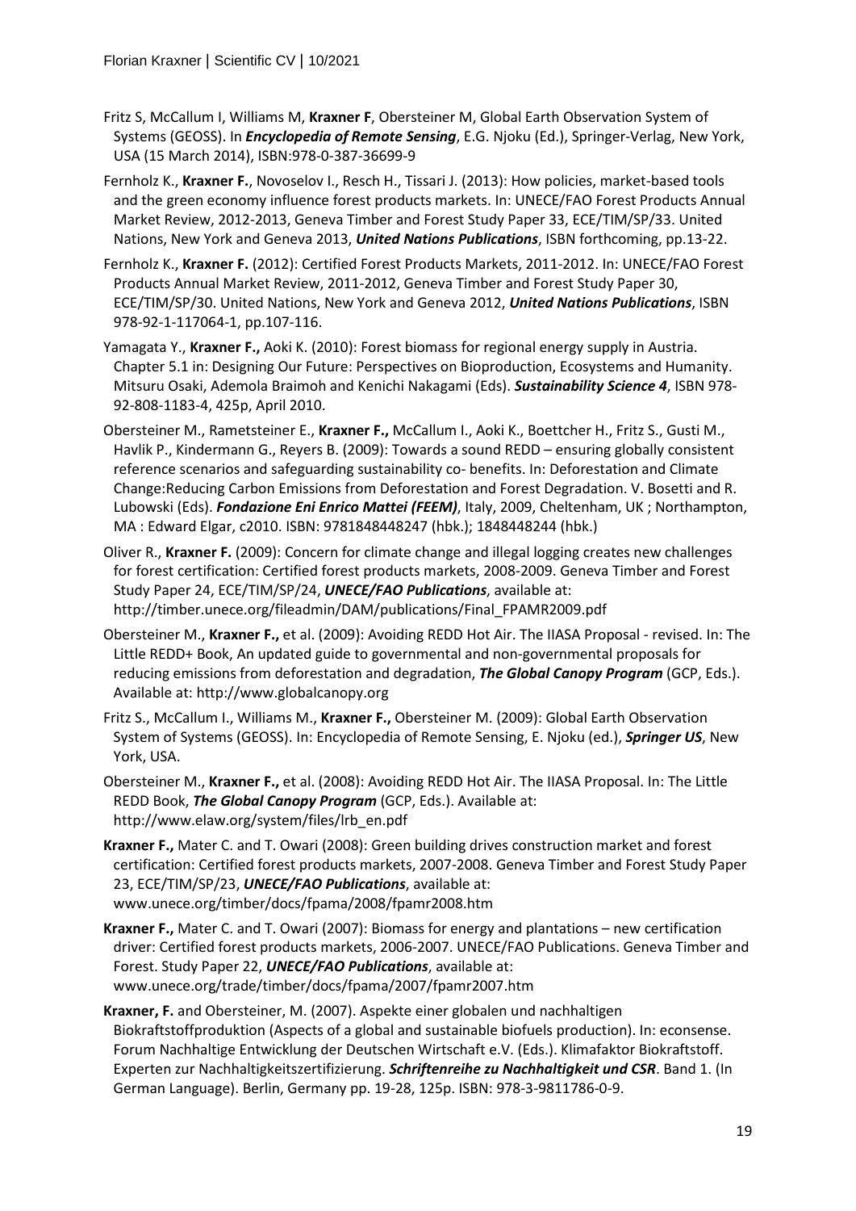Fritz S, McCallum I, Williams M, **Kraxner F**, Obersteiner M, Global Earth Observation System of Systems (GEOSS). In ***Encyclopedia of Remote Sensing***, E.G. Njoku (Ed.), Springer-Verlag, New York, USA (15 March 2014), ISBN:978-0-387-36699-9

Fernholz K., **Kraxner F.**, Novoselov I., Resch H., Tissari J. (2013): How policies, market-based tools and the green economy influence forest products markets. In: UNECE/FAO Forest Products Annual Market Review, 2012-2013, Geneva Timber and Forest Study Paper 33, ECE/TIM/SP/33. United Nations, New York and Geneva 2013, ***United Nations Publications***, ISBN forthcoming, pp.13-22.

Fernholz K., **Kraxner F.** (2012): Certified Forest Products Markets, 2011-2012. In: UNECE/FAO Forest Products Annual Market Review, 2011-2012, Geneva Timber and Forest Study Paper 30, ECE/TIM/SP/30. United Nations, New York and Geneva 2012, ***United Nations Publications***, ISBN 978-92-1-117064-1, pp.107-116.

Yamagata Y., **Kraxner F.,** Aoki K. (2010): Forest biomass for regional energy supply in Austria. Chapter 5.1 in: Designing Our Future: Perspectives on Bioproduction, Ecosystems and Humanity. Mitsuru Osaki, Ademola Braimoh and Kenichi Nakagami (Eds). ***Sustainability Science 4***, ISBN 978-92-808-1183-4, 425p, April 2010.

Obersteiner M., Rametsteiner E., **Kraxner F.,** McCallum I., Aoki K., Boettcher H., Fritz S., Gusti M., Havlik P., Kindermann G., Reyers B. (2009): Towards a sound REDD – ensuring globally consistent reference scenarios and safeguarding sustainability co- benefits. In: Deforestation and Climate Change:Reducing Carbon Emissions from Deforestation and Forest Degradation. V. Bosetti and R. Lubowski (Eds). ***Fondazione Eni Enrico Mattei (FEEM)***, Italy, 2009, Cheltenham, UK ; Northampton, MA : Edward Elgar, c2010. ISBN: 9781848448247 (hbk.); 1848448244 (hbk.)

Oliver R., **Kraxner F.** (2009): Concern for climate change and illegal logging creates new challenges for forest certification: Certified forest products markets, 2008-2009. Geneva Timber and Forest Study Paper 24, ECE/TIM/SP/24, ***UNECE/FAO Publications***, available at: http://timber.unece.org/fileadmin/DAM/publications/Final_FPAMR2009.pdf

Obersteiner M., **Kraxner F.,** et al. (2009): Avoiding REDD Hot Air. The IIASA Proposal - revised. In: The Little REDD+ Book, An updated guide to governmental and non-governmental proposals for reducing emissions from deforestation and degradation, ***The Global Canopy Program*** (GCP, Eds.). Available at: http://www.globalcanopy.org

Fritz S., McCallum I., Williams M., **Kraxner F.,** Obersteiner M. (2009): Global Earth Observation System of Systems (GEOSS). In: Encyclopedia of Remote Sensing, E. Njoku (ed.), ***Springer US***, New York, USA.

Obersteiner M., **Kraxner F.,** et al. (2008): Avoiding REDD Hot Air. The IIASA Proposal. In: The Little REDD Book, ***The Global Canopy Program*** (GCP, Eds.). Available at: http://www.elaw.org/system/files/lrb_en.pdf

**Kraxner F.,** Mater C. and T. Owari (2008): Green building drives construction market and forest certification: Certified forest products markets, 2007-2008. Geneva Timber and Forest Study Paper 23, ECE/TIM/SP/23, ***UNECE/FAO Publications***, available at: www.unece.org/timber/docs/fpama/2008/fpamr2008.htm

**Kraxner F.,** Mater C. and T. Owari (2007): Biomass for energy and plantations – new certification driver: Certified forest products markets, 2006-2007. UNECE/FAO Publications. Geneva Timber and Forest. Study Paper 22, ***UNECE/FAO Publications***, available at: www.unece.org/trade/timber/docs/fpama/2007/fpamr2007.htm

**Kraxner, F.** and Obersteiner, M. (2007). Aspekte einer globalen und nachhaltigen Biokraftstoffproduktion (Aspects of a global and sustainable biofuels production). In: econsense. Forum Nachhaltige Entwicklung der Deutschen Wirtschaft e.V. (Eds.). Klimafaktor Biokraftstoff. Experten zur Nachhaltigkeitszertifizierung. ***Schriftenreihe zu Nachhaltigkeit und CSR***. Band 1. (In German Language). Berlin, Germany pp. 19-28, 125p. ISBN: 978-3-9811786-0-9.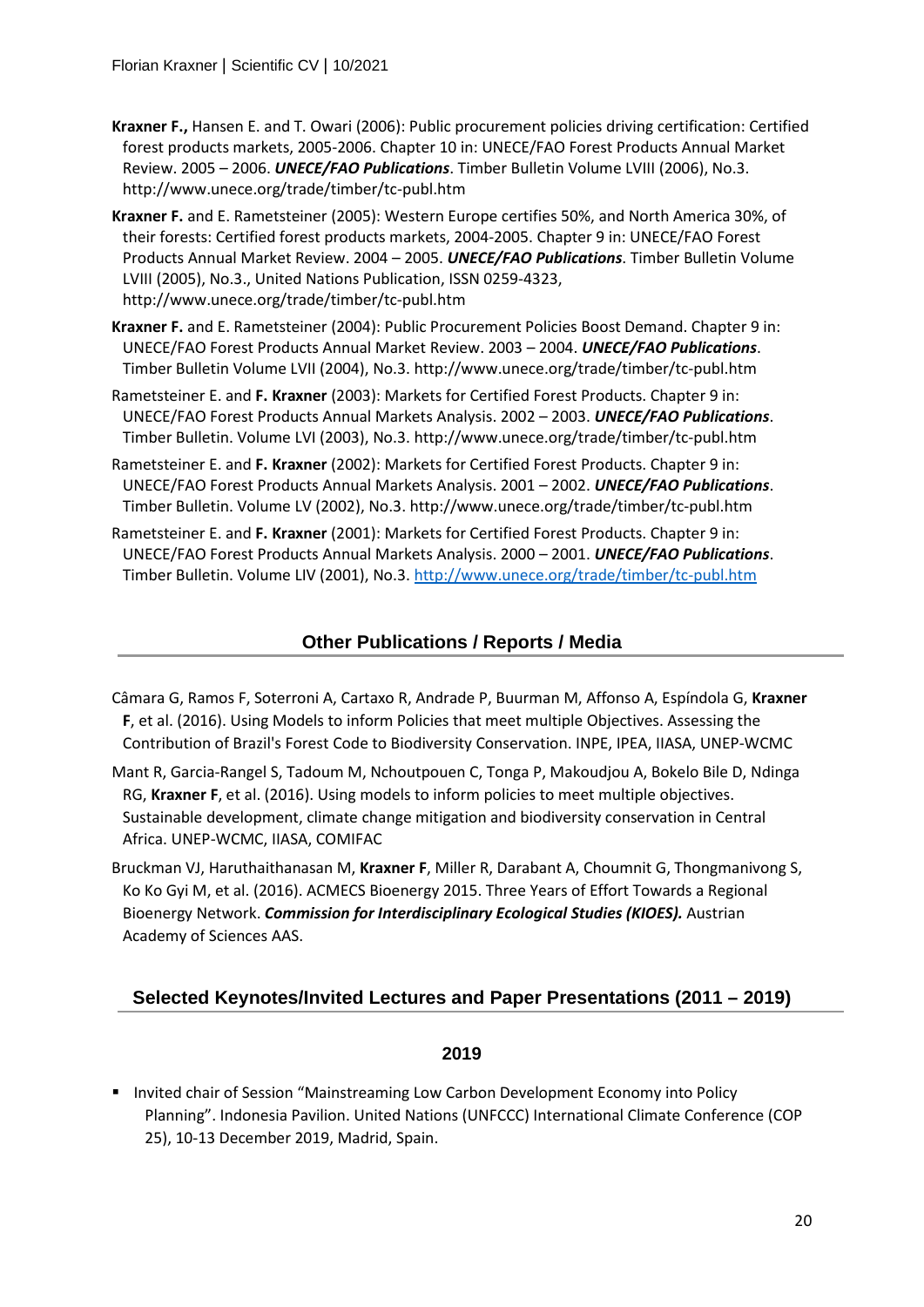**Kraxner F.,** Hansen E. and T. Owari (2006): Public procurement policies driving certification: Certified forest products markets, 2005-2006. Chapter 10 in: UNECE/FAO Forest Products Annual Market Review. 2005 – 2006. ***UNECE/FAO Publications***. Timber Bulletin Volume LVIII (2006), No.3. http://www.unece.org/trade/timber/tc-publ.htm

**Kraxner F.** and E. Rametsteiner (2005): Western Europe certifies 50%, and North America 30%, of their forests: Certified forest products markets, 2004-2005. Chapter 9 in: UNECE/FAO Forest Products Annual Market Review. 2004 – 2005. ***UNECE/FAO Publications***. Timber Bulletin Volume LVIII (2005), No.3., United Nations Publication, ISSN 0259-4323, http://www.unece.org/trade/timber/tc-publ.htm

**Kraxner F.** and E. Rametsteiner (2004): Public Procurement Policies Boost Demand. Chapter 9 in: UNECE/FAO Forest Products Annual Market Review. 2003 – 2004. ***UNECE/FAO Publications***. Timber Bulletin Volume LVII (2004), No.3. http://www.unece.org/trade/timber/tc-publ.htm

Rametsteiner E. and **F. Kraxner** (2003): Markets for Certified Forest Products. Chapter 9 in: UNECE/FAO Forest Products Annual Markets Analysis. 2002 – 2003. ***UNECE/FAO Publications***. Timber Bulletin. Volume LVI (2003), No.3. http://www.unece.org/trade/timber/tc-publ.htm

Rametsteiner E. and **F. Kraxner** (2002): Markets for Certified Forest Products. Chapter 9 in: UNECE/FAO Forest Products Annual Markets Analysis. 2001 – 2002. ***UNECE/FAO Publications***. Timber Bulletin. Volume LV (2002), No.3. http://www.unece.org/trade/timber/tc-publ.htm

Rametsteiner E. and **F. Kraxner** (2001): Markets for Certified Forest Products. Chapter 9 in: UNECE/FAO Forest Products Annual Markets Analysis. 2000 – 2001. ***UNECE/FAO Publications***. Timber Bulletin. Volume LIV (2001), No.3. http://www.unece.org/trade/timber/tc-publ.htm

## Other Publications / Reports / Media

Câmara G, Ramos F, Soterroni A, Cartaxo R, Andrade P, Buurman M, Affonso A, Espíndola G, **Kraxner F**, et al. (2016). Using Models to inform Policies that meet multiple Objectives. Assessing the Contribution of Brazil's Forest Code to Biodiversity Conservation. INPE, IPEA, IIASA, UNEP-WCMC

Mant R, Garcia-Rangel S, Tadoum M, Nchoutpouen C, Tonga P, Makoudjou A, Bokelo Bile D, Ndinga RG, **Kraxner F**, et al. (2016). Using models to inform policies to meet multiple objectives. Sustainable development, climate change mitigation and biodiversity conservation in Central Africa. UNEP-WCMC, IIASA, COMIFAC

Bruckman VJ, Haruthaithanasan M, **Kraxner F**, Miller R, Darabant A, Choumnit G, Thongmanivong S, Ko Ko Gyi M, et al. (2016). ACMECS Bioenergy 2015. Three Years of Effort Towards a Regional Bioenergy Network. ***Commission for Interdisciplinary Ecological Studies (KIOES).*** Austrian Academy of Sciences AAS.

## Selected Keynotes/Invited Lectures and Paper Presentations (2011 – 2019)

### 2019

- Invited chair of Session "Mainstreaming Low Carbon Development Economy into Policy Planning". Indonesia Pavilion. United Nations (UNFCCC) International Climate Conference (COP 25), 10-13 December 2019, Madrid, Spain.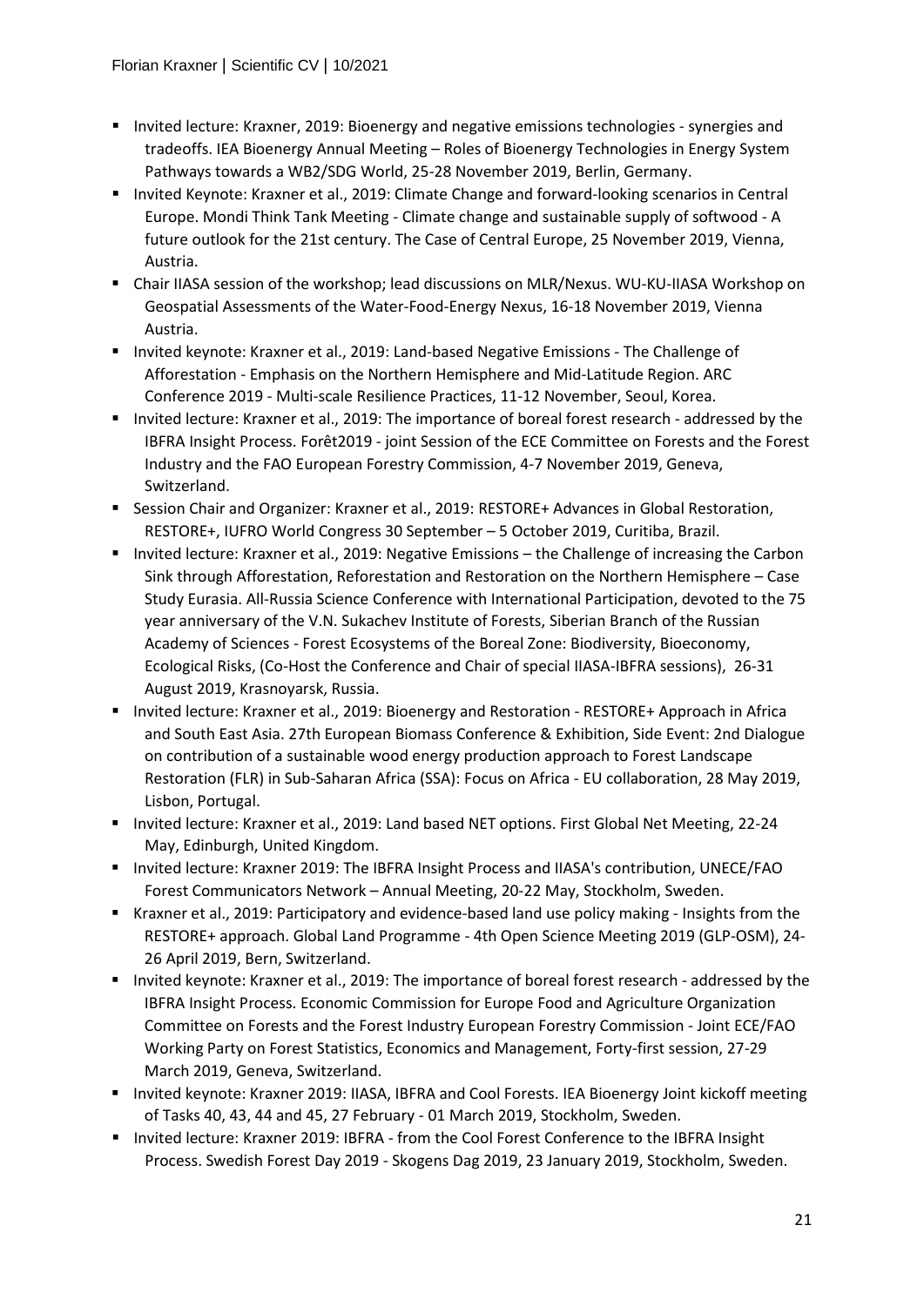- Invited lecture: Kraxner, 2019: Bioenergy and negative emissions technologies - synergies and tradeoffs. IEA Bioenergy Annual Meeting – Roles of Bioenergy Technologies in Energy System Pathways towards a WB2/SDG World, 25-28 November 2019, Berlin, Germany.
- Invited Keynote: Kraxner et al., 2019: Climate Change and forward-looking scenarios in Central Europe. Mondi Think Tank Meeting - Climate change and sustainable supply of softwood - A future outlook for the 21st century. The Case of Central Europe, 25 November 2019, Vienna, Austria.
- Chair IIASA session of the workshop; lead discussions on MLR/Nexus. WU-KU-IIASA Workshop on Geospatial Assessments of the Water-Food-Energy Nexus, 16-18 November 2019, Vienna Austria.
- Invited keynote: Kraxner et al., 2019: Land-based Negative Emissions - The Challenge of Afforestation - Emphasis on the Northern Hemisphere and Mid-Latitude Region. ARC Conference 2019 - Multi-scale Resilience Practices, 11-12 November, Seoul, Korea.
- Invited lecture: Kraxner et al., 2019: The importance of boreal forest research - addressed by the IBFRA Insight Process. Forêt2019 - joint Session of the ECE Committee on Forests and the Forest Industry and the FAO European Forestry Commission, 4-7 November 2019, Geneva, Switzerland.
- Session Chair and Organizer: Kraxner et al., 2019: RESTORE+ Advances in Global Restoration, RESTORE+, IUFRO World Congress 30 September – 5 October 2019, Curitiba, Brazil.
- Invited lecture: Kraxner et al., 2019: Negative Emissions – the Challenge of increasing the Carbon Sink through Afforestation, Reforestation and Restoration on the Northern Hemisphere – Case Study Eurasia. All-Russia Science Conference with International Participation, devoted to the 75 year anniversary of the V.N. Sukachev Institute of Forests, Siberian Branch of the Russian Academy of Sciences - Forest Ecosystems of the Boreal Zone: Biodiversity, Bioeconomy, Ecological Risks, (Co-Host the Conference and Chair of special IIASA-IBFRA sessions), 26-31 August 2019, Krasnoyarsk, Russia.
- Invited lecture: Kraxner et al., 2019: Bioenergy and Restoration - RESTORE+ Approach in Africa and South East Asia. 27th European Biomass Conference & Exhibition, Side Event: 2nd Dialogue on contribution of a sustainable wood energy production approach to Forest Landscape Restoration (FLR) in Sub-Saharan Africa (SSA): Focus on Africa - EU collaboration, 28 May 2019, Lisbon, Portugal.
- Invited lecture: Kraxner et al., 2019: Land based NET options. First Global Net Meeting, 22-24 May, Edinburgh, United Kingdom.
- Invited lecture: Kraxner 2019: The IBFRA Insight Process and IIASA's contribution, UNECE/FAO Forest Communicators Network – Annual Meeting, 20-22 May, Stockholm, Sweden.
- Kraxner et al., 2019: Participatory and evidence-based land use policy making - Insights from the RESTORE+ approach. Global Land Programme - 4th Open Science Meeting 2019 (GLP-OSM), 24-26 April 2019, Bern, Switzerland.
- Invited keynote: Kraxner et al., 2019: The importance of boreal forest research - addressed by the IBFRA Insight Process. Economic Commission for Europe Food and Agriculture Organization Committee on Forests and the Forest Industry European Forestry Commission - Joint ECE/FAO Working Party on Forest Statistics, Economics and Management, Forty-first session, 27-29 March 2019, Geneva, Switzerland.
- Invited keynote: Kraxner 2019: IIASA, IBFRA and Cool Forests. IEA Bioenergy Joint kickoff meeting of Tasks 40, 43, 44 and 45, 27 February - 01 March 2019, Stockholm, Sweden.
- Invited lecture: Kraxner 2019: IBFRA - from the Cool Forest Conference to the IBFRA Insight Process. Swedish Forest Day 2019 - Skogens Dag 2019, 23 January 2019, Stockholm, Sweden.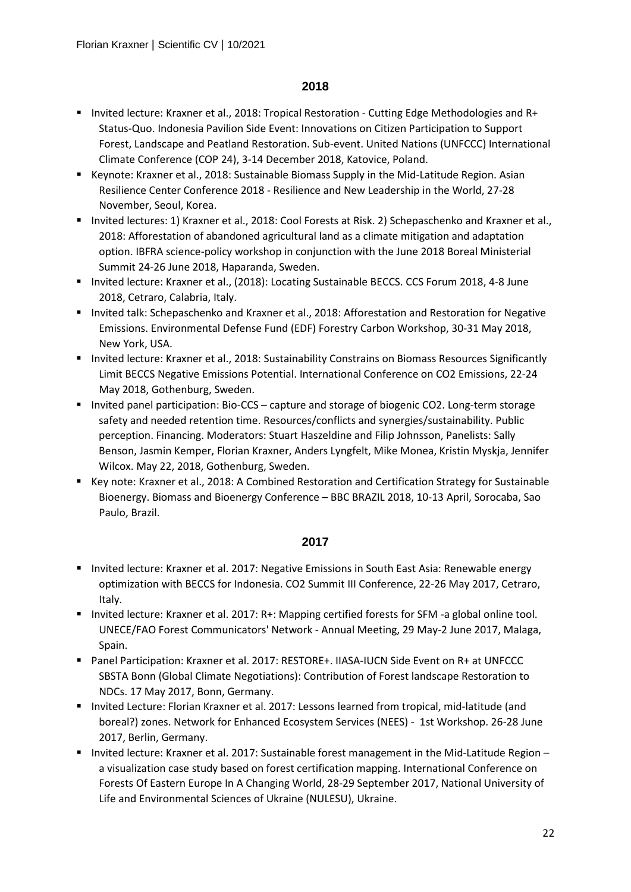## 2018

- Invited lecture: Kraxner et al., 2018: Tropical Restoration - Cutting Edge Methodologies and R+ Status-Quo. Indonesia Pavilion Side Event: Innovations on Citizen Participation to Support Forest, Landscape and Peatland Restoration. Sub-event. United Nations (UNFCCC) International Climate Conference (COP 24), 3-14 December 2018, Katovice, Poland.
- Keynote: Kraxner et al., 2018: Sustainable Biomass Supply in the Mid-Latitude Region. Asian Resilience Center Conference 2018 - Resilience and New Leadership in the World, 27-28 November, Seoul, Korea.
- Invited lectures: 1) Kraxner et al., 2018: Cool Forests at Risk. 2) Schepaschenko and Kraxner et al., 2018: Afforestation of abandoned agricultural land as a climate mitigation and adaptation option. IBFRA science-policy workshop in conjunction with the June 2018 Boreal Ministerial Summit 24-26 June 2018, Haparanda, Sweden.
- Invited lecture: Kraxner et al., (2018): Locating Sustainable BECCS. CCS Forum 2018, 4-8 June 2018, Cetraro, Calabria, Italy.
- Invited talk: Schepaschenko and Kraxner et al., 2018: Afforestation and Restoration for Negative Emissions. Environmental Defense Fund (EDF) Forestry Carbon Workshop, 30-31 May 2018, New York, USA.
- Invited lecture: Kraxner et al., 2018: Sustainability Constrains on Biomass Resources Significantly Limit BECCS Negative Emissions Potential. International Conference on CO2 Emissions, 22-24 May 2018, Gothenburg, Sweden.
- Invited panel participation: Bio-CCS – capture and storage of biogenic CO2. Long-term storage safety and needed retention time. Resources/conflicts and synergies/sustainability. Public perception. Financing. Moderators: Stuart Haszeldine and Filip Johnsson, Panelists: Sally Benson, Jasmin Kemper, Florian Kraxner, Anders Lyngfelt, Mike Monea, Kristin Myskja, Jennifer Wilcox. May 22, 2018, Gothenburg, Sweden.
- Key note: Kraxner et al., 2018: A Combined Restoration and Certification Strategy for Sustainable Bioenergy. Biomass and Bioenergy Conference – BBC BRAZIL 2018, 10-13 April, Sorocaba, Sao Paulo, Brazil.

## 2017

- Invited lecture: Kraxner et al. 2017: Negative Emissions in South East Asia: Renewable energy optimization with BECCS for Indonesia. CO2 Summit III Conference, 22-26 May 2017, Cetraro, Italy.
- Invited lecture: Kraxner et al. 2017: R+: Mapping certified forests for SFM -a global online tool. UNECE/FAO Forest Communicators' Network - Annual Meeting, 29 May-2 June 2017, Malaga, Spain.
- Panel Participation: Kraxner et al. 2017: RESTORE+. IIASA-IUCN Side Event on R+ at UNFCCC SBSTA Bonn (Global Climate Negotiations): Contribution of Forest landscape Restoration to NDCs. 17 May 2017, Bonn, Germany.
- Invited Lecture: Florian Kraxner et al. 2017: Lessons learned from tropical, mid-latitude (and boreal?) zones. Network for Enhanced Ecosystem Services (NEES) - 1st Workshop. 26-28 June 2017, Berlin, Germany.
- Invited lecture: Kraxner et al. 2017: Sustainable forest management in the Mid-Latitude Region – a visualization case study based on forest certification mapping. International Conference on Forests Of Eastern Europe In A Changing World, 28-29 September 2017, National University of Life and Environmental Sciences of Ukraine (NULESU), Ukraine.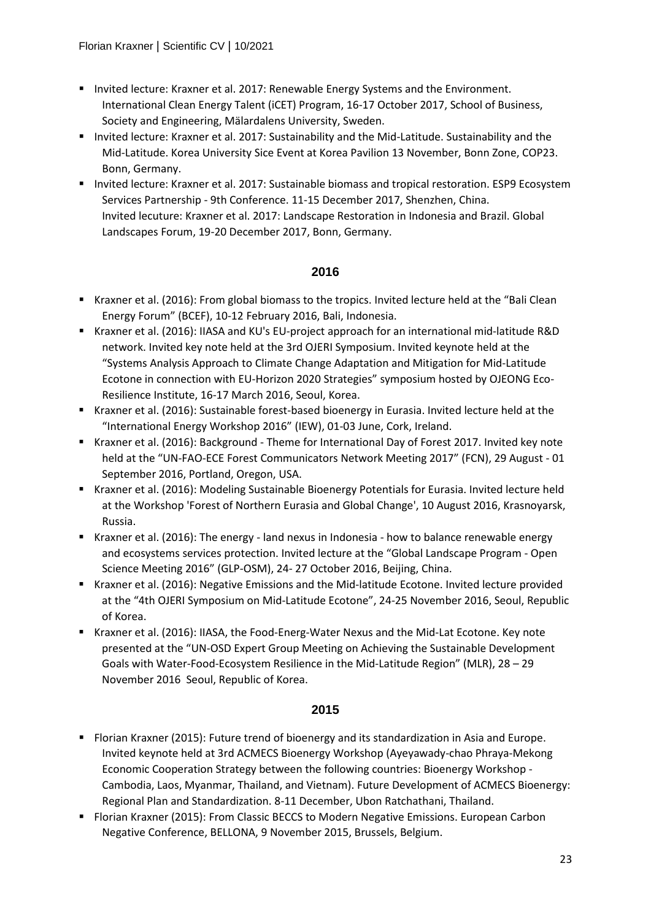- Invited lecture: Kraxner et al. 2017: Renewable Energy Systems and the Environment. International Clean Energy Talent (iCET) Program, 16-17 October 2017, School of Business, Society and Engineering, Mälardalens University, Sweden.
- Invited lecture: Kraxner et al. 2017: Sustainability and the Mid-Latitude. Sustainability and the Mid-Latitude. Korea University Sice Event at Korea Pavilion 13 November, Bonn Zone, COP23. Bonn, Germany.
- Invited lecture: Kraxner et al. 2017: Sustainable biomass and tropical restoration. ESP9 Ecosystem Services Partnership - 9th Conference. 11-15 December 2017, Shenzhen, China. Invited lecuture: Kraxner et al. 2017: Landscape Restoration in Indonesia and Brazil. Global Landscapes Forum, 19-20 December 2017, Bonn, Germany.

## 2016

- Kraxner et al. (2016): From global biomass to the tropics. Invited lecture held at the "Bali Clean Energy Forum" (BCEF), 10-12 February 2016, Bali, Indonesia.
- Kraxner et al. (2016): IIASA and KU's EU-project approach for an international mid-latitude R&D network. Invited key note held at the 3rd OJERI Symposium. Invited keynote held at the "Systems Analysis Approach to Climate Change Adaptation and Mitigation for Mid-Latitude Ecotone in connection with EU-Horizon 2020 Strategies" symposium hosted by OJEONG Eco-Resilience Institute, 16-17 March 2016, Seoul, Korea.
- Kraxner et al. (2016): Sustainable forest-based bioenergy in Eurasia. Invited lecture held at the "International Energy Workshop 2016" (IEW), 01-03 June, Cork, Ireland.
- Kraxner et al. (2016): Background - Theme for International Day of Forest 2017. Invited key note held at the "UN-FAO-ECE Forest Communicators Network Meeting 2017" (FCN), 29 August - 01 September 2016, Portland, Oregon, USA.
- Kraxner et al. (2016): Modeling Sustainable Bioenergy Potentials for Eurasia. Invited lecture held at the Workshop 'Forest of Northern Eurasia and Global Change', 10 August 2016, Krasnoyarsk, Russia.
- Kraxner et al. (2016): The energy - land nexus in Indonesia - how to balance renewable energy and ecosystems services protection. Invited lecture at the "Global Landscape Program - Open Science Meeting 2016" (GLP-OSM), 24- 27 October 2016, Beijing, China.
- Kraxner et al. (2016): Negative Emissions and the Mid-latitude Ecotone. Invited lecture provided at the "4th OJERI Symposium on Mid-Latitude Ecotone", 24-25 November 2016, Seoul, Republic of Korea.
- Kraxner et al. (2016): IIASA, the Food-Energ-Water Nexus and the Mid-Lat Ecotone. Key note presented at the "UN-OSD Expert Group Meeting on Achieving the Sustainable Development Goals with Water-Food-Ecosystem Resilience in the Mid-Latitude Region" (MLR), 28 – 29 November 2016 Seoul, Republic of Korea.

## 2015

- Florian Kraxner (2015): Future trend of bioenergy and its standardization in Asia and Europe. Invited keynote held at 3rd ACMECS Bioenergy Workshop (Ayeyawady-chao Phraya-Mekong Economic Cooperation Strategy between the following countries: Bioenergy Workshop - Cambodia, Laos, Myanmar, Thailand, and Vietnam). Future Development of ACMECS Bioenergy: Regional Plan and Standardization. 8-11 December, Ubon Ratchathani, Thailand.
- Florian Kraxner (2015): From Classic BECCS to Modern Negative Emissions. European Carbon Negative Conference, BELLONA, 9 November 2015, Brussels, Belgium.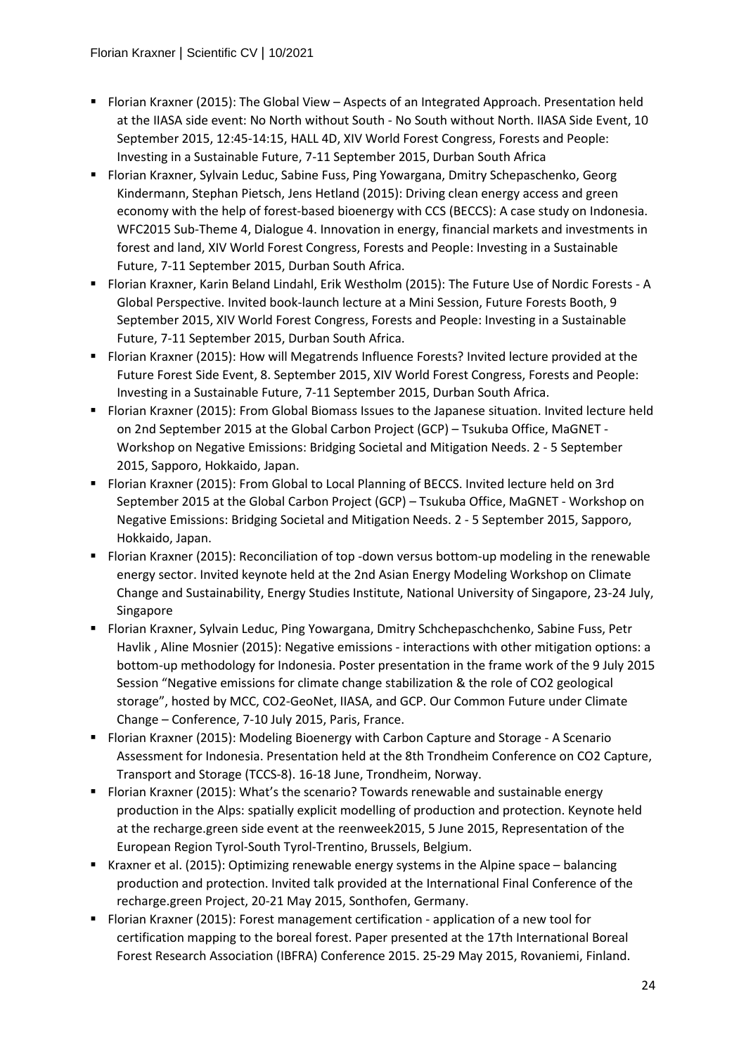- Florian Kraxner (2015): The Global View – Aspects of an Integrated Approach. Presentation held at the IIASA side event: No North without South - No South without North. IIASA Side Event, 10 September 2015, 12:45-14:15, HALL 4D, XIV World Forest Congress, Forests and People: Investing in a Sustainable Future, 7-11 September 2015, Durban South Africa
- Florian Kraxner, Sylvain Leduc, Sabine Fuss, Ping Yowargana, Dmitry Schepaschenko, Georg Kindermann, Stephan Pietsch, Jens Hetland (2015): Driving clean energy access and green economy with the help of forest-based bioenergy with CCS (BECCS): A case study on Indonesia. WFC2015 Sub-Theme 4, Dialogue 4. Innovation in energy, financial markets and investments in forest and land, XIV World Forest Congress, Forests and People: Investing in a Sustainable Future, 7-11 September 2015, Durban South Africa.
- Florian Kraxner, Karin Beland Lindahl, Erik Westholm (2015): The Future Use of Nordic Forests - A Global Perspective. Invited book-launch lecture at a Mini Session, Future Forests Booth, 9 September 2015, XIV World Forest Congress, Forests and People: Investing in a Sustainable Future, 7-11 September 2015, Durban South Africa.
- Florian Kraxner (2015): How will Megatrends Influence Forests? Invited lecture provided at the Future Forest Side Event, 8. September 2015, XIV World Forest Congress, Forests and People: Investing in a Sustainable Future, 7-11 September 2015, Durban South Africa.
- Florian Kraxner (2015): From Global Biomass Issues to the Japanese situation. Invited lecture held on 2nd September 2015 at the Global Carbon Project (GCP) – Tsukuba Office, MaGNET - Workshop on Negative Emissions: Bridging Societal and Mitigation Needs. 2 - 5 September 2015, Sapporo, Hokkaido, Japan.
- Florian Kraxner (2015): From Global to Local Planning of BECCS. Invited lecture held on 3rd September 2015 at the Global Carbon Project (GCP) – Tsukuba Office, MaGNET - Workshop on Negative Emissions: Bridging Societal and Mitigation Needs. 2 - 5 September 2015, Sapporo, Hokkaido, Japan.
- Florian Kraxner (2015): Reconciliation of top -down versus bottom-up modeling in the renewable energy sector. Invited keynote held at the 2nd Asian Energy Modeling Workshop on Climate Change and Sustainability, Energy Studies Institute, National University of Singapore, 23-24 July, Singapore
- Florian Kraxner, Sylvain Leduc, Ping Yowargana, Dmitry Schchepaschchenko, Sabine Fuss, Petr Havlik , Aline Mosnier (2015): Negative emissions - interactions with other mitigation options: a bottom-up methodology for Indonesia. Poster presentation in the frame work of the 9 July 2015 Session "Negative emissions for climate change stabilization & the role of CO2 geological storage", hosted by MCC, CO2-GeoNet, IIASA, and GCP. Our Common Future under Climate Change – Conference, 7-10 July 2015, Paris, France.
- Florian Kraxner (2015): Modeling Bioenergy with Carbon Capture and Storage - A Scenario Assessment for Indonesia. Presentation held at the 8th Trondheim Conference on CO2 Capture, Transport and Storage (TCCS-8). 16-18 June, Trondheim, Norway.
- Florian Kraxner (2015): What's the scenario? Towards renewable and sustainable energy production in the Alps: spatially explicit modelling of production and protection. Keynote held at the recharge.green side event at the reenweek2015, 5 June 2015, Representation of the European Region Tyrol-South Tyrol-Trentino, Brussels, Belgium.
- Kraxner et al. (2015): Optimizing renewable energy systems in the Alpine space – balancing production and protection. Invited talk provided at the International Final Conference of the recharge.green Project, 20-21 May 2015, Sonthofen, Germany.
- Florian Kraxner (2015): Forest management certification - application of a new tool for certification mapping to the boreal forest. Paper presented at the 17th International Boreal Forest Research Association (IBFRA) Conference 2015. 25-29 May 2015, Rovaniemi, Finland.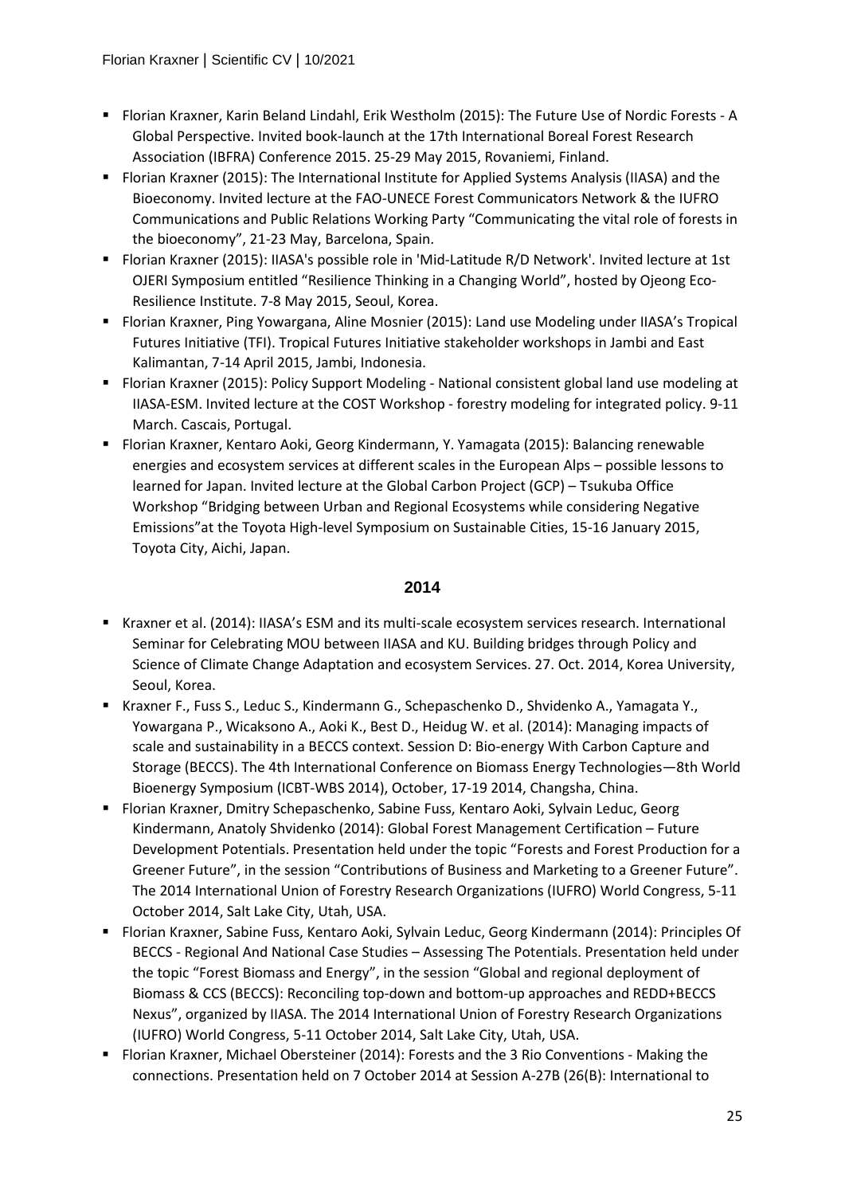- Florian Kraxner, Karin Beland Lindahl, Erik Westholm (2015): The Future Use of Nordic Forests - A Global Perspective. Invited book-launch at the 17th International Boreal Forest Research Association (IBFRA) Conference 2015. 25-29 May 2015, Rovaniemi, Finland.
- Florian Kraxner (2015): The International Institute for Applied Systems Analysis (IIASA) and the Bioeconomy. Invited lecture at the FAO-UNECE Forest Communicators Network & the IUFRO Communications and Public Relations Working Party "Communicating the vital role of forests in the bioeconomy", 21-23 May, Barcelona, Spain.
- Florian Kraxner (2015): IIASA's possible role in 'Mid-Latitude R/D Network'. Invited lecture at 1st OJERI Symposium entitled "Resilience Thinking in a Changing World", hosted by Ojeong Eco-Resilience Institute. 7-8 May 2015, Seoul, Korea.
- Florian Kraxner, Ping Yowargana, Aline Mosnier (2015): Land use Modeling under IIASA's Tropical Futures Initiative (TFI). Tropical Futures Initiative stakeholder workshops in Jambi and East Kalimantan, 7-14 April 2015, Jambi, Indonesia.
- Florian Kraxner (2015): Policy Support Modeling - National consistent global land use modeling at IIASA-ESM. Invited lecture at the COST Workshop - forestry modeling for integrated policy. 9-11 March. Cascais, Portugal.
- Florian Kraxner, Kentaro Aoki, Georg Kindermann, Y. Yamagata (2015): Balancing renewable energies and ecosystem services at different scales in the European Alps – possible lessons to learned for Japan. Invited lecture at the Global Carbon Project (GCP) – Tsukuba Office Workshop "Bridging between Urban and Regional Ecosystems while considering Negative Emissions"at the Toyota High-level Symposium on Sustainable Cities, 15-16 January 2015, Toyota City, Aichi, Japan.

## 2014

- Kraxner et al. (2014): IIASA's ESM and its multi-scale ecosystem services research. International Seminar for Celebrating MOU between IIASA and KU. Building bridges through Policy and Science of Climate Change Adaptation and ecosystem Services. 27. Oct. 2014, Korea University, Seoul, Korea.
- Kraxner F., Fuss S., Leduc S., Kindermann G., Schepaschenko D., Shvidenko A., Yamagata Y., Yowargana P., Wicaksono A., Aoki K., Best D., Heidug W. et al. (2014): Managing impacts of scale and sustainability in a BECCS context. Session D: Bio-energy With Carbon Capture and Storage (BECCS). The 4th International Conference on Biomass Energy Technologies—8th World Bioenergy Symposium (ICBT-WBS 2014), October, 17-19 2014, Changsha, China.
- Florian Kraxner, Dmitry Schepaschenko, Sabine Fuss, Kentaro Aoki, Sylvain Leduc, Georg Kindermann, Anatoly Shvidenko (2014): Global Forest Management Certification – Future Development Potentials. Presentation held under the topic "Forests and Forest Production for a Greener Future", in the session "Contributions of Business and Marketing to a Greener Future". The 2014 International Union of Forestry Research Organizations (IUFRO) World Congress, 5-11 October 2014, Salt Lake City, Utah, USA.
- Florian Kraxner, Sabine Fuss, Kentaro Aoki, Sylvain Leduc, Georg Kindermann (2014): Principles Of BECCS - Regional And National Case Studies – Assessing The Potentials. Presentation held under the topic "Forest Biomass and Energy", in the session "Global and regional deployment of Biomass & CCS (BECCS): Reconciling top-down and bottom-up approaches and REDD+BECCS Nexus", organized by IIASA. The 2014 International Union of Forestry Research Organizations (IUFRO) World Congress, 5-11 October 2014, Salt Lake City, Utah, USA.
- Florian Kraxner, Michael Obersteiner (2014): Forests and the 3 Rio Conventions - Making the connections. Presentation held on 7 October 2014 at Session A-27B (26(B): International to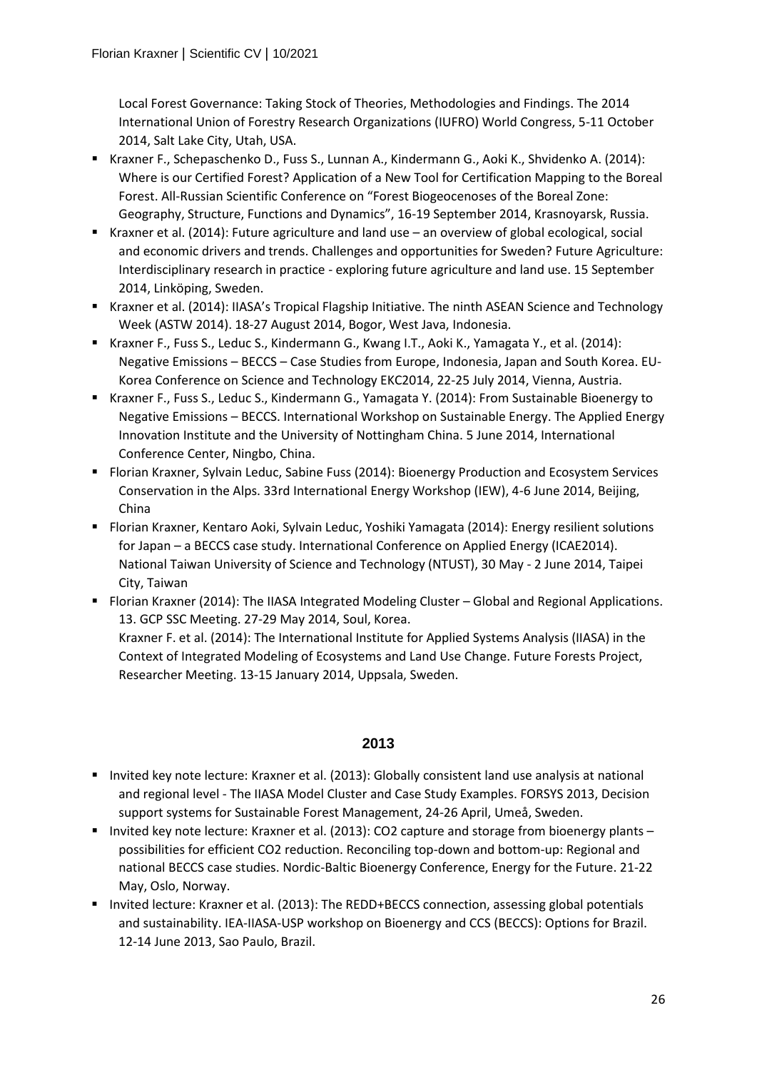Local Forest Governance: Taking Stock of Theories, Methodologies and Findings. The 2014 International Union of Forestry Research Organizations (IUFRO) World Congress, 5-11 October 2014, Salt Lake City, Utah, USA.

- Kraxner F., Schepaschenko D., Fuss S., Lunnan A., Kindermann G., Aoki K., Shvidenko A. (2014): Where is our Certified Forest? Application of a New Tool for Certification Mapping to the Boreal Forest. All-Russian Scientific Conference on "Forest Biogeocenoses of the Boreal Zone: Geography, Structure, Functions and Dynamics", 16-19 September 2014, Krasnoyarsk, Russia.
- Kraxner et al. (2014): Future agriculture and land use – an overview of global ecological, social and economic drivers and trends. Challenges and opportunities for Sweden? Future Agriculture: Interdisciplinary research in practice - exploring future agriculture and land use. 15 September 2014, Linköping, Sweden.
- Kraxner et al. (2014): IIASA's Tropical Flagship Initiative. The ninth ASEAN Science and Technology Week (ASTW 2014). 18-27 August 2014, Bogor, West Java, Indonesia.
- Kraxner F., Fuss S., Leduc S., Kindermann G., Kwang I.T., Aoki K., Yamagata Y., et al. (2014): Negative Emissions – BECCS – Case Studies from Europe, Indonesia, Japan and South Korea. EU-Korea Conference on Science and Technology EKC2014, 22-25 July 2014, Vienna, Austria.
- Kraxner F., Fuss S., Leduc S., Kindermann G., Yamagata Y. (2014): From Sustainable Bioenergy to Negative Emissions – BECCS. International Workshop on Sustainable Energy. The Applied Energy Innovation Institute and the University of Nottingham China. 5 June 2014, International Conference Center, Ningbo, China.
- Florian Kraxner, Sylvain Leduc, Sabine Fuss (2014): Bioenergy Production and Ecosystem Services Conservation in the Alps. 33rd International Energy Workshop (IEW), 4-6 June 2014, Beijing, China
- Florian Kraxner, Kentaro Aoki, Sylvain Leduc, Yoshiki Yamagata (2014): Energy resilient solutions for Japan – a BECCS case study. International Conference on Applied Energy (ICAE2014). National Taiwan University of Science and Technology (NTUST), 30 May - 2 June 2014, Taipei City, Taiwan
- Florian Kraxner (2014): The IIASA Integrated Modeling Cluster – Global and Regional Applications. 13. GCP SSC Meeting. 27-29 May 2014, Soul, Korea.
  Kraxner F. et al. (2014): The International Institute for Applied Systems Analysis (IIASA) in the Context of Integrated Modeling of Ecosystems and Land Use Change. Future Forests Project, Researcher Meeting. 13-15 January 2014, Uppsala, Sweden.

## 2013

- Invited key note lecture: Kraxner et al. (2013): Globally consistent land use analysis at national and regional level - The IIASA Model Cluster and Case Study Examples. FORSYS 2013, Decision support systems for Sustainable Forest Management, 24-26 April, Umeå, Sweden.
- Invited key note lecture: Kraxner et al. (2013): CO2 capture and storage from bioenergy plants – possibilities for efficient CO2 reduction. Reconciling top-down and bottom-up: Regional and national BECCS case studies. Nordic-Baltic Bioenergy Conference, Energy for the Future. 21-22 May, Oslo, Norway.
- Invited lecture: Kraxner et al. (2013): The REDD+BECCS connection, assessing global potentials and sustainability. IEA-IIASA-USP workshop on Bioenergy and CCS (BECCS): Options for Brazil. 12-14 June 2013, Sao Paulo, Brazil.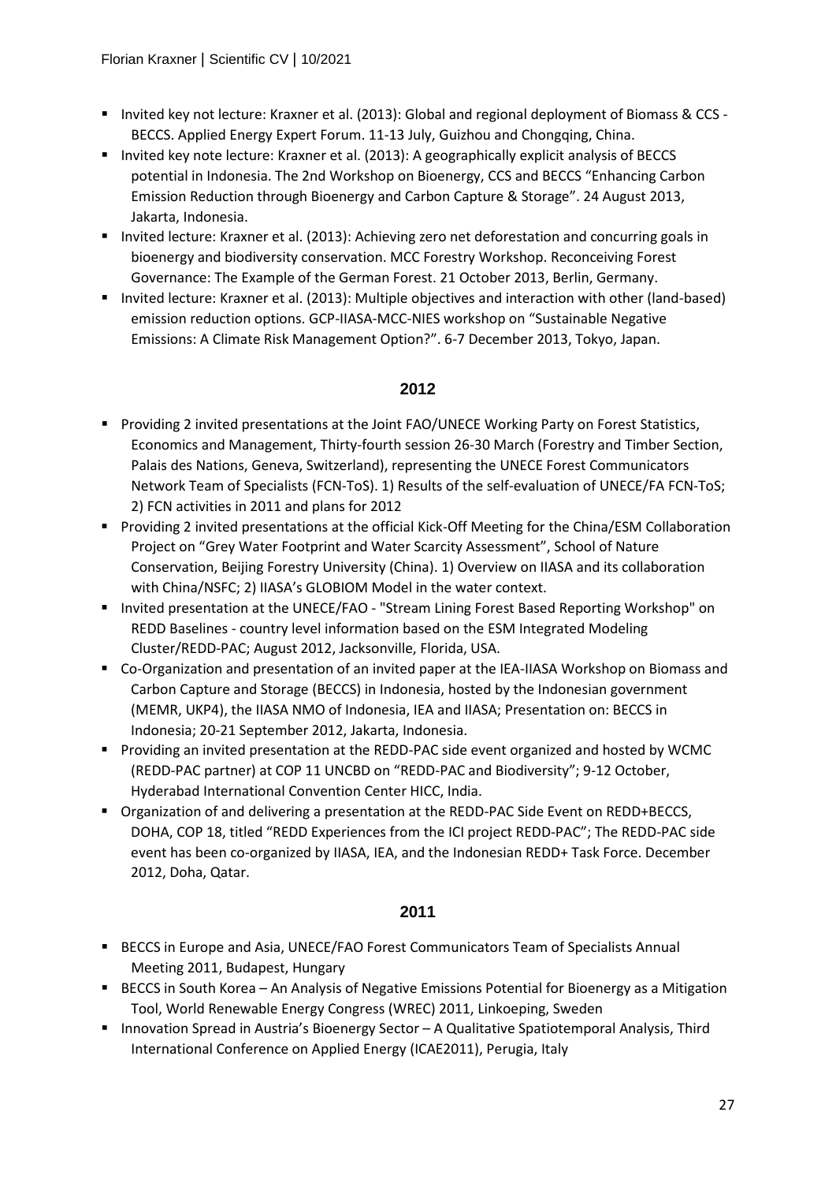- Invited key not lecture: Kraxner et al. (2013): Global and regional deployment of Biomass & CCS - BECCS. Applied Energy Expert Forum. 11-13 July, Guizhou and Chongqing, China.
- Invited key note lecture: Kraxner et al. (2013): A geographically explicit analysis of BECCS potential in Indonesia. The 2nd Workshop on Bioenergy, CCS and BECCS "Enhancing Carbon Emission Reduction through Bioenergy and Carbon Capture & Storage". 24 August 2013, Jakarta, Indonesia.
- Invited lecture: Kraxner et al. (2013): Achieving zero net deforestation and concurring goals in bioenergy and biodiversity conservation. MCC Forestry Workshop. Reconceiving Forest Governance: The Example of the German Forest. 21 October 2013, Berlin, Germany.
- Invited lecture: Kraxner et al. (2013): Multiple objectives and interaction with other (land-based) emission reduction options. GCP-IIASA-MCC-NIES workshop on "Sustainable Negative Emissions: A Climate Risk Management Option?". 6-7 December 2013, Tokyo, Japan.

## 2012

- Providing 2 invited presentations at the Joint FAO/UNECE Working Party on Forest Statistics, Economics and Management, Thirty-fourth session 26-30 March (Forestry and Timber Section, Palais des Nations, Geneva, Switzerland), representing the UNECE Forest Communicators Network Team of Specialists (FCN-ToS). 1) Results of the self-evaluation of UNECE/FA FCN-ToS; 2) FCN activities in 2011 and plans for 2012
- Providing 2 invited presentations at the official Kick-Off Meeting for the China/ESM Collaboration Project on "Grey Water Footprint and Water Scarcity Assessment", School of Nature Conservation, Beijing Forestry University (China). 1) Overview on IIASA and its collaboration with China/NSFC; 2) IIASA's GLOBIOM Model in the water context.
- Invited presentation at the UNECE/FAO - "Stream Lining Forest Based Reporting Workshop" on REDD Baselines - country level information based on the ESM Integrated Modeling Cluster/REDD-PAC; August 2012, Jacksonville, Florida, USA.
- Co-Organization and presentation of an invited paper at the IEA-IIASA Workshop on Biomass and Carbon Capture and Storage (BECCS) in Indonesia, hosted by the Indonesian government (MEMR, UKP4), the IIASA NMO of Indonesia, IEA and IIASA; Presentation on: BECCS in Indonesia; 20-21 September 2012, Jakarta, Indonesia.
- Providing an invited presentation at the REDD-PAC side event organized and hosted by WCMC (REDD-PAC partner) at COP 11 UNCBD on "REDD-PAC and Biodiversity"; 9-12 October, Hyderabad International Convention Center HICC, India.
- Organization of and delivering a presentation at the REDD-PAC Side Event on REDD+BECCS, DOHA, COP 18, titled "REDD Experiences from the ICI project REDD-PAC"; The REDD-PAC side event has been co-organized by IIASA, IEA, and the Indonesian REDD+ Task Force. December 2012, Doha, Qatar.

## 2011

- BECCS in Europe and Asia, UNECE/FAO Forest Communicators Team of Specialists Annual Meeting 2011, Budapest, Hungary
- BECCS in South Korea – An Analysis of Negative Emissions Potential for Bioenergy as a Mitigation Tool, World Renewable Energy Congress (WREC) 2011, Linkoeping, Sweden
- Innovation Spread in Austria's Bioenergy Sector – A Qualitative Spatiotemporal Analysis, Third International Conference on Applied Energy (ICAE2011), Perugia, Italy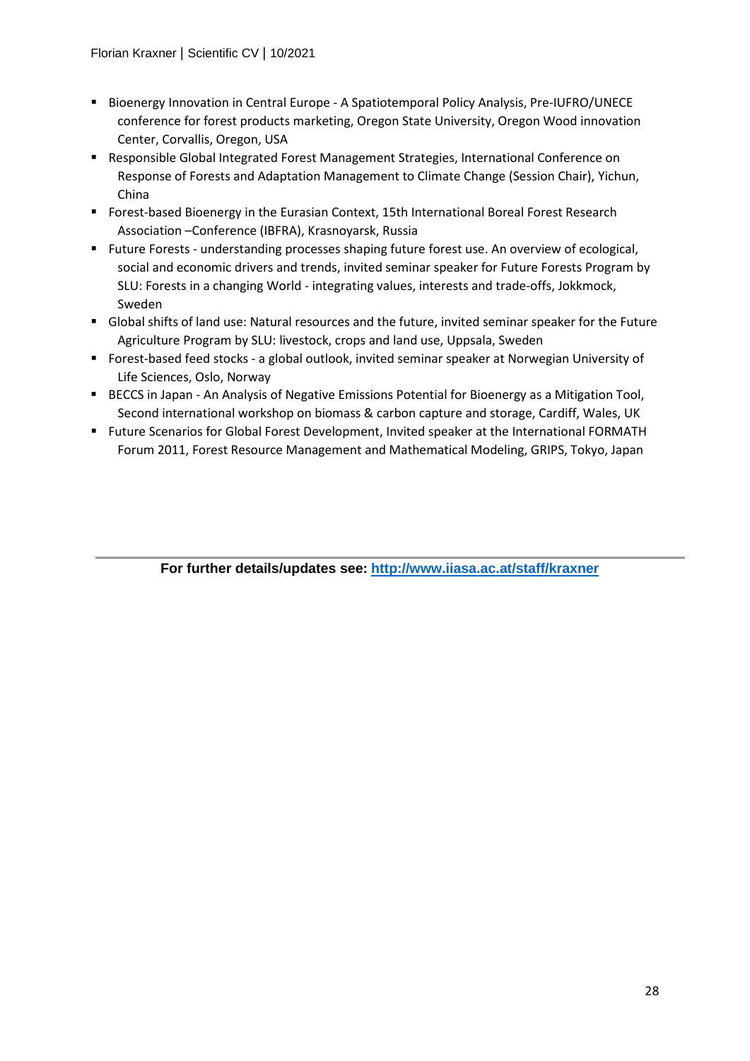- Bioenergy Innovation in Central Europe - A Spatiotemporal Policy Analysis, Pre-IUFRO/UNECE conference for forest products marketing, Oregon State University, Oregon Wood innovation Center, Corvallis, Oregon, USA
- Responsible Global Integrated Forest Management Strategies, International Conference on Response of Forests and Adaptation Management to Climate Change (Session Chair), Yichun, China
- Forest-based Bioenergy in the Eurasian Context, 15th International Boreal Forest Research Association –Conference (IBFRA), Krasnoyarsk, Russia
- Future Forests - understanding processes shaping future forest use. An overview of ecological, social and economic drivers and trends, invited seminar speaker for Future Forests Program by SLU: Forests in a changing World - integrating values, interests and trade-offs, Jokkmock, Sweden
- Global shifts of land use: Natural resources and the future, invited seminar speaker for the Future Agriculture Program by SLU: livestock, crops and land use, Uppsala, Sweden
- Forest-based feed stocks - a global outlook, invited seminar speaker at Norwegian University of Life Sciences, Oslo, Norway
- BECCS in Japan - An Analysis of Negative Emissions Potential for Bioenergy as a Mitigation Tool, Second international workshop on biomass & carbon capture and storage, Cardiff, Wales, UK
- Future Scenarios for Global Forest Development, Invited speaker at the International FORMATH Forum 2011, Forest Resource Management and Mathematical Modeling, GRIPS, Tokyo, Japan

---

**For further details/updates see: [http://www.iiasa.ac.at/staff/kraxner](http://www.iiasa.ac.at/staff/kraxner)**